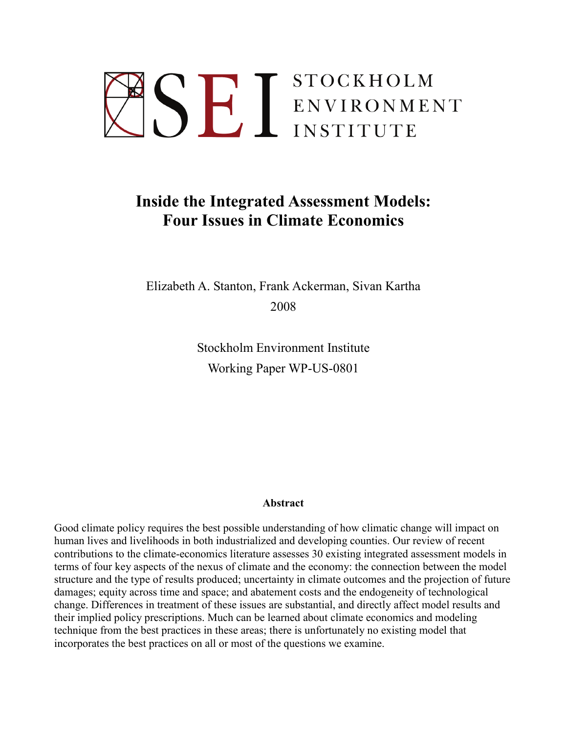SEI STOCKHOLM ENVIRONMENT INSTITUTE

# Inside the Integrated Assessment Models: Four Issues in Climate Economics

Elizabeth A. Stanton, Frank Ackerman, Sivan Kartha

2008

Stockholm Environment Institute

Working Paper WP-US-0801

**Abstract**

Good climate policy requires the best possible understanding of how climatic change will impact on human lives and livelihoods in both industrialized and developing counties. Our review of recent contributions to the climate-economics literature assesses 30 existing integrated assessment models in terms of four key aspects of the nexus of climate and the economy: the connection between the model structure and the type of results produced; uncertainty in climate outcomes and the projection of future damages; equity across time and space; and abatement costs and the endogeneity of technological change. Differences in treatment of these issues are substantial, and directly affect model results and their implied policy prescriptions. Much can be learned about climate economics and modeling technique from the best practices in these areas; there is unfortunately no existing model that incorporates the best practices on all or most of the questions we examine.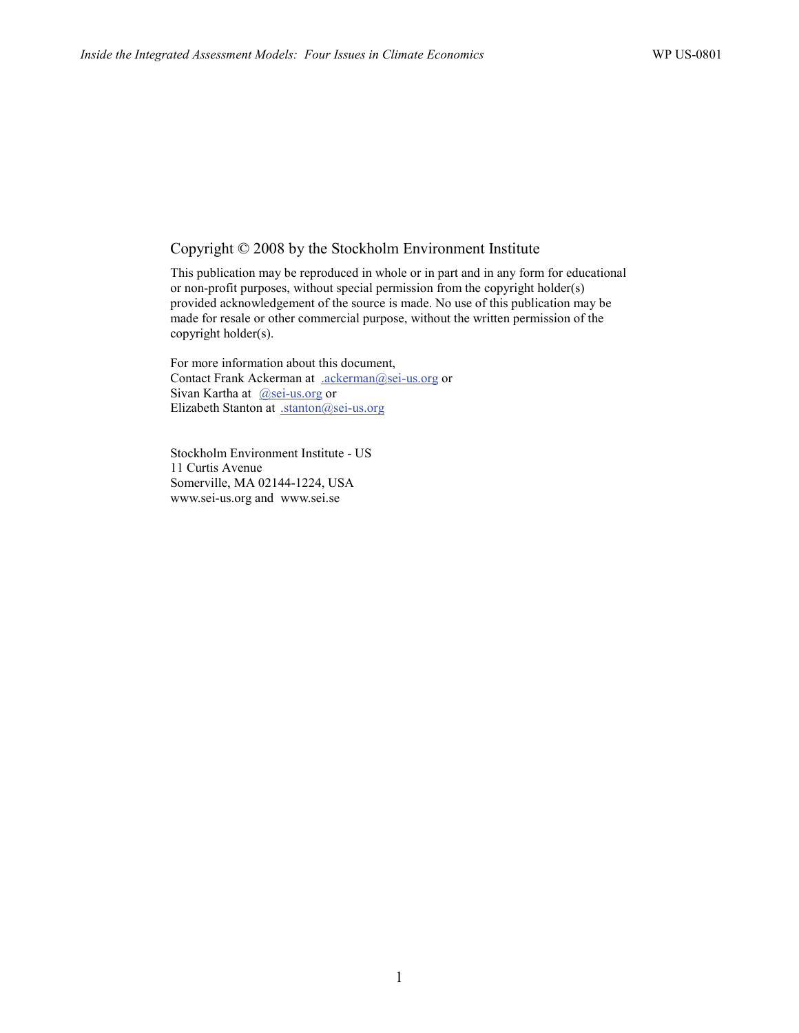Copyright © 2008 by the Stockholm Environment Institute

This publication may be reproduced in whole or in part and in any form for educational or non-profit purposes, without special permission from the copyright holder(s) provided acknowledgement of the source is made. No use of this publication may be made for resale or other commercial purpose, without the written permission of the copyright holder(s).

For more information about this document,
Contact Frank Ackerman at .ackerman@sei-us.org or
Sivan Kartha at @sei-us.org or
Elizabeth Stanton at .stanton@sei-us.org

Stockholm Environment Institute - US
11 Curtis Avenue
Somerville, MA 02144-1224, USA
www.sei-us.org and www.sei.se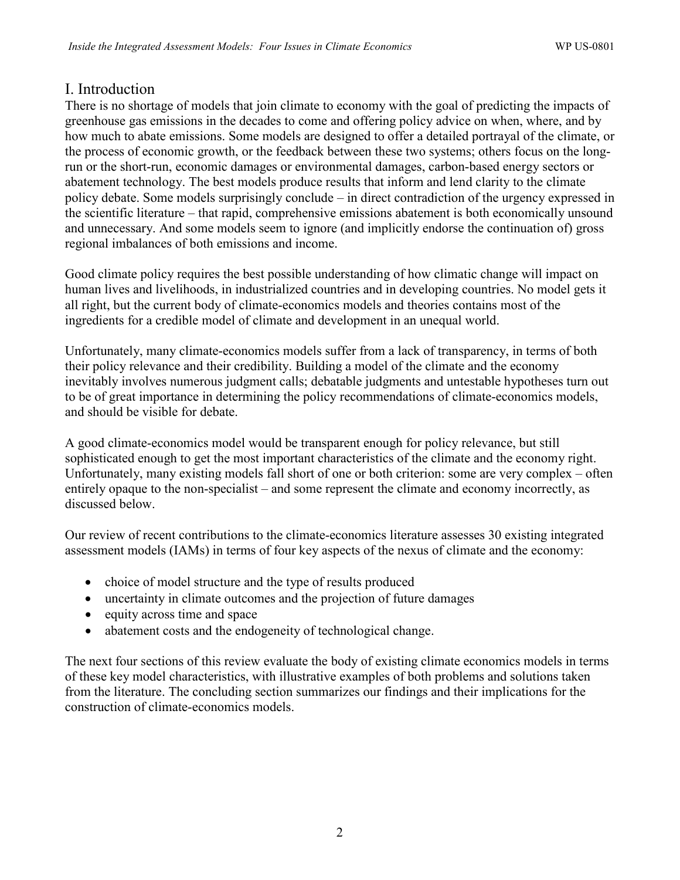## I. Introduction

There is no shortage of models that join climate to economy with the goal of predicting the impacts of greenhouse gas emissions in the decades to come and offering policy advice on when, where, and by how much to abate emissions. Some models are designed to offer a detailed portrayal of the climate, or the process of economic growth, or the feedback between these two systems; others focus on the long-run or the short-run, economic damages or environmental damages, carbon-based energy sectors or abatement technology. The best models produce results that inform and lend clarity to the climate policy debate. Some models surprisingly conclude – in direct contradiction of the urgency expressed in the scientific literature – that rapid, comprehensive emissions abatement is both economically unsound and unnecessary. And some models seem to ignore (and implicitly endorse the continuation of) gross regional imbalances of both emissions and income.

Good climate policy requires the best possible understanding of how climatic change will impact on human lives and livelihoods, in industrialized countries and in developing countries. No model gets it all right, but the current body of climate-economics models and theories contains most of the ingredients for a credible model of climate and development in an unequal world.

Unfortunately, many climate-economics models suffer from a lack of transparency, in terms of both their policy relevance and their credibility. Building a model of the climate and the economy inevitably involves numerous judgment calls; debatable judgments and untestable hypotheses turn out to be of great importance in determining the policy recommendations of climate-economics models, and should be visible for debate.

A good climate-economics model would be transparent enough for policy relevance, but still sophisticated enough to get the most important characteristics of the climate and the economy right. Unfortunately, many existing models fall short of one or both criterion: some are very complex – often entirely opaque to the non-specialist – and some represent the climate and economy incorrectly, as discussed below.

Our review of recent contributions to the climate-economics literature assesses 30 existing integrated assessment models (IAMs) in terms of four key aspects of the nexus of climate and the economy:

- choice of model structure and the type of results produced
- uncertainty in climate outcomes and the projection of future damages
- equity across time and space
- abatement costs and the endogeneity of technological change.

The next four sections of this review evaluate the body of existing climate economics models in terms of these key model characteristics, with illustrative examples of both problems and solutions taken from the literature. The concluding section summarizes our findings and their implications for the construction of climate-economics models.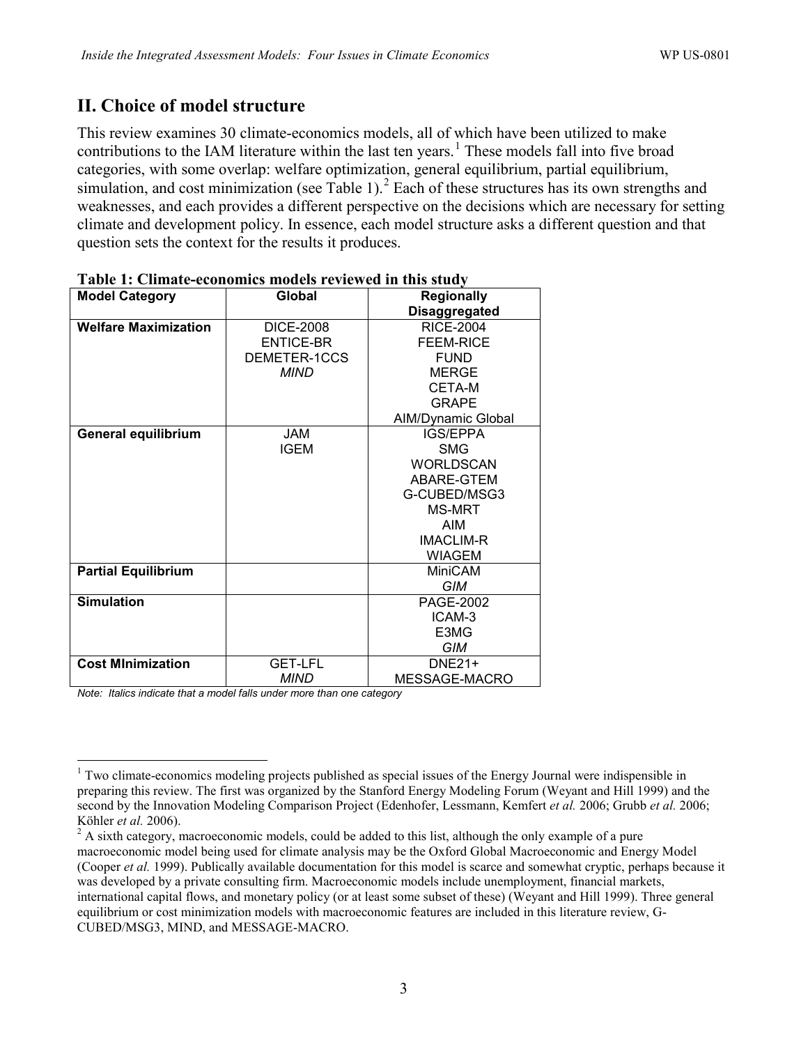## II. Choice of model structure

This review examines 30 climate-economics models, all of which have been utilized to make contributions to the IAM literature within the last ten years.[1] These models fall into five broad categories, with some overlap: welfare optimization, general equilibrium, partial equilibrium, simulation, and cost minimization (see Table 1).[2] Each of these structures has its own strengths and weaknesses, and each provides a different perspective on the decisions which are necessary for setting climate and development policy. In essence, each model structure asks a different question and that question sets the context for the results it produces.

**Table 1: Climate-economics models reviewed in this study**

| Model Category | Global | Regionally Disaggregated |
|---|---|---|
| **Welfare Maximization** | DICE-2008<br>ENTICE-BR<br>DEMETER-1CCS<br>*MIND* | RICE-2004<br>FEEM-RICE<br>FUND<br>MERGE<br>CETA-M<br>GRAPE<br>AIM/Dynamic Global |
| **General equilibrium** | JAM<br>IGEM | IGS/EPPA<br>SMG<br>WORLDSCAN<br>ABARE-GTEM<br>G-CUBED/MSG3<br>MS-MRT<br>AIM<br>IMACLIM-R<br>WIAGEM |
| **Partial Equilibrium** | | MiniCAM<br>*GIM* |
| **Simulation** | | PAGE-2002<br>ICAM-3<br>E3MG<br>*GIM* |
| **Cost MInimization** | GET-LFL<br>*MIND* | DNE21+<br>MESSAGE-MACRO |

*Note: Italics indicate that a model falls under more than one category*

[1] Two climate-economics modeling projects published as special issues of the Energy Journal were indispensible in preparing this review. The first was organized by the Stanford Energy Modeling Forum (Weyant and Hill 1999) and the second by the Innovation Modeling Comparison Project (Edenhofer, Lessmann, Kemfert *et al.* 2006; Grubb *et al.* 2006; Köhler *et al.* 2006).

[2] A sixth category, macroeconomic models, could be added to this list, although the only example of a pure macroeconomic model being used for climate analysis may be the Oxford Global Macroeconomic and Energy Model (Cooper *et al.* 1999). Publically available documentation for this model is scarce and somewhat cryptic, perhaps because it was developed by a private consulting firm. Macroeconomic models include unemployment, financial markets, international capital flows, and monetary policy (or at least some subset of these) (Weyant and Hill 1999). Three general equilibrium or cost minimization models with macroeconomic features are included in this literature review, G-CUBED/MSG3, MIND, and MESSAGE-MACRO.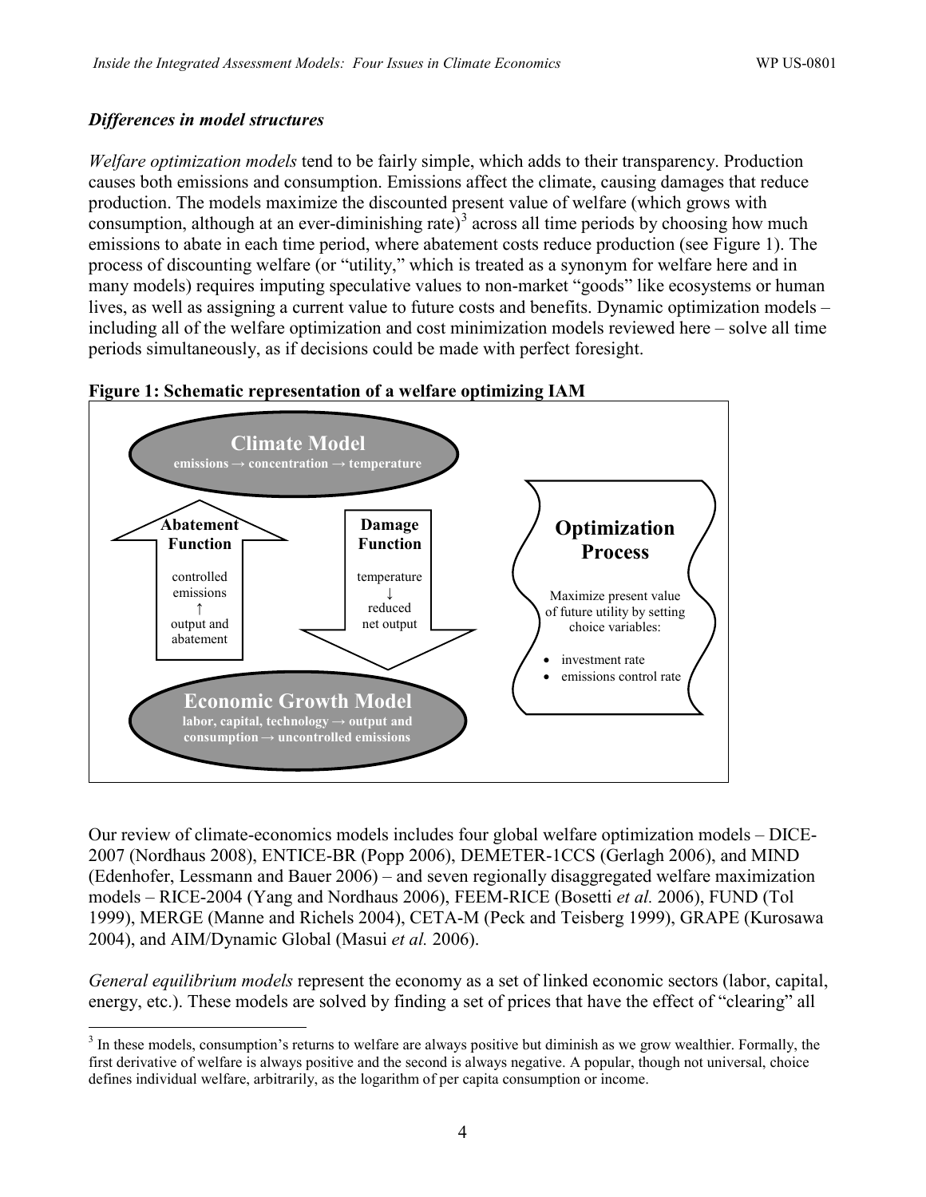### *Differences in model structures*

*Welfare optimization models* tend to be fairly simple, which adds to their transparency. Production causes both emissions and consumption. Emissions affect the climate, causing damages that reduce production. The models maximize the discounted present value of welfare (which grows with consumption, although at an ever-diminishing rate)[3] across all time periods by choosing how much emissions to abate in each time period, where abatement costs reduce production (see Figure 1). The process of discounting welfare (or "utility," which is treated as a synonym for welfare here and in many models) requires imputing speculative values to non-market "goods" like ecosystems or human lives, as well as assigning a current value to future costs and benefits. Dynamic optimization models – including all of the welfare optimization and cost minimization models reviewed here – solve all time periods simultaneously, as if decisions could be made with perfect foresight.

**Figure 1: Schematic representation of a welfare optimizing IAM**

**Climate Model**
emissions → concentration → temperature

**Abatement Function**
controlled emissions ↑ output and abatement

**Damage Function**
temperature ↓ reduced net output

**Optimization Process**
Maximize present value of future utility by setting choice variables:

- investment rate
- emissions control rate

**Economic Growth Model**
labor, capital, technology → output and consumption → uncontrolled emissions

Our review of climate-economics models includes four global welfare optimization models – DICE-2007 (Nordhaus 2008), ENTICE-BR (Popp 2006), DEMETER-1CCS (Gerlagh 2006), and MIND (Edenhofer, Lessmann and Bauer 2006) – and seven regionally disaggregated welfare maximization models – RICE-2004 (Yang and Nordhaus 2006), FEEM-RICE (Bosetti *et al.* 2006), FUND (Tol 1999), MERGE (Manne and Richels 2004), CETA-M (Peck and Teisberg 1999), GRAPE (Kurosawa 2004), and AIM/Dynamic Global (Masui *et al.* 2006).

*General equilibrium models* represent the economy as a set of linked economic sectors (labor, capital, energy, etc.). These models are solved by finding a set of prices that have the effect of "clearing" all

[3] In these models, consumption's returns to welfare are always positive but diminish as we grow wealthier. Formally, the first derivative of welfare is always positive and the second is always negative. A popular, though not universal, choice defines individual welfare, arbitrarily, as the logarithm of per capita consumption or income.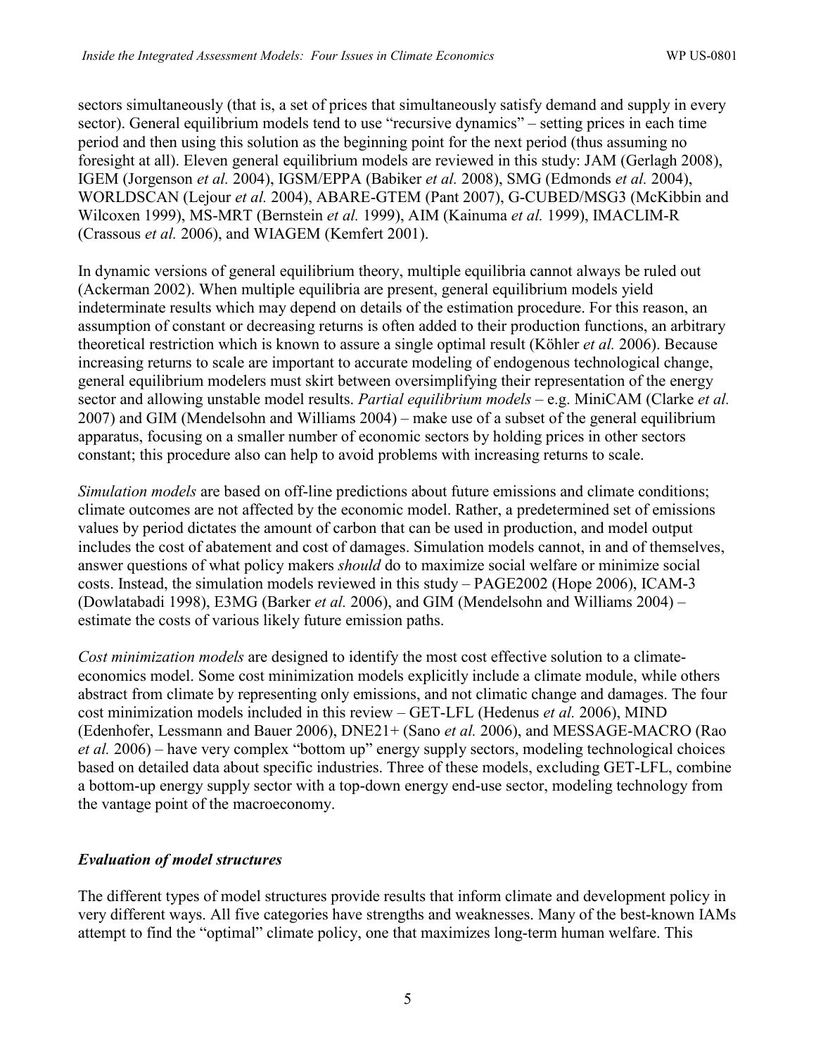sectors simultaneously (that is, a set of prices that simultaneously satisfy demand and supply in every sector). General equilibrium models tend to use "recursive dynamics" – setting prices in each time period and then using this solution as the beginning point for the next period (thus assuming no foresight at all). Eleven general equilibrium models are reviewed in this study: JAM (Gerlagh 2008), IGEM (Jorgenson *et al.* 2004), IGSM/EPPA (Babiker *et al.* 2008), SMG (Edmonds *et al.* 2004), WORLDSCAN (Lejour *et al.* 2004), ABARE-GTEM (Pant 2007), G-CUBED/MSG3 (McKibbin and Wilcoxen 1999), MS-MRT (Bernstein *et al.* 1999), AIM (Kainuma *et al.* 1999), IMACLIM-R (Crassous *et al.* 2006), and WIAGEM (Kemfert 2001).

In dynamic versions of general equilibrium theory, multiple equilibria cannot always be ruled out (Ackerman 2002). When multiple equilibria are present, general equilibrium models yield indeterminate results which may depend on details of the estimation procedure. For this reason, an assumption of constant or decreasing returns is often added to their production functions, an arbitrary theoretical restriction which is known to assure a single optimal result (Köhler *et al.* 2006). Because increasing returns to scale are important to accurate modeling of endogenous technological change, general equilibrium modelers must skirt between oversimplifying their representation of the energy sector and allowing unstable model results. *Partial equilibrium models* – e.g. MiniCAM (Clarke *et al.* 2007) and GIM (Mendelsohn and Williams 2004) – make use of a subset of the general equilibrium apparatus, focusing on a smaller number of economic sectors by holding prices in other sectors constant; this procedure also can help to avoid problems with increasing returns to scale.

*Simulation models* are based on off-line predictions about future emissions and climate conditions; climate outcomes are not affected by the economic model. Rather, a predetermined set of emissions values by period dictates the amount of carbon that can be used in production, and model output includes the cost of abatement and cost of damages. Simulation models cannot, in and of themselves, answer questions of what policy makers *should* do to maximize social welfare or minimize social costs. Instead, the simulation models reviewed in this study – PAGE2002 (Hope 2006), ICAM-3 (Dowlatabadi 1998), E3MG (Barker *et al.* 2006), and GIM (Mendelsohn and Williams 2004) – estimate the costs of various likely future emission paths.

*Cost minimization models* are designed to identify the most cost effective solution to a climate-economics model. Some cost minimization models explicitly include a climate module, while others abstract from climate by representing only emissions, and not climatic change and damages. The four cost minimization models included in this review – GET-LFL (Hedenus *et al.* 2006), MIND (Edenhofer, Lessmann and Bauer 2006), DNE21+ (Sano *et al.* 2006), and MESSAGE-MACRO (Rao *et al.* 2006) – have very complex "bottom up" energy supply sectors, modeling technological choices based on detailed data about specific industries. Three of these models, excluding GET-LFL, combine a bottom-up energy supply sector with a top-down energy end-use sector, modeling technology from the vantage point of the macroeconomy.

### *Evaluation of model structures*

The different types of model structures provide results that inform climate and development policy in very different ways. All five categories have strengths and weaknesses. Many of the best-known IAMs attempt to find the "optimal" climate policy, one that maximizes long-term human welfare. This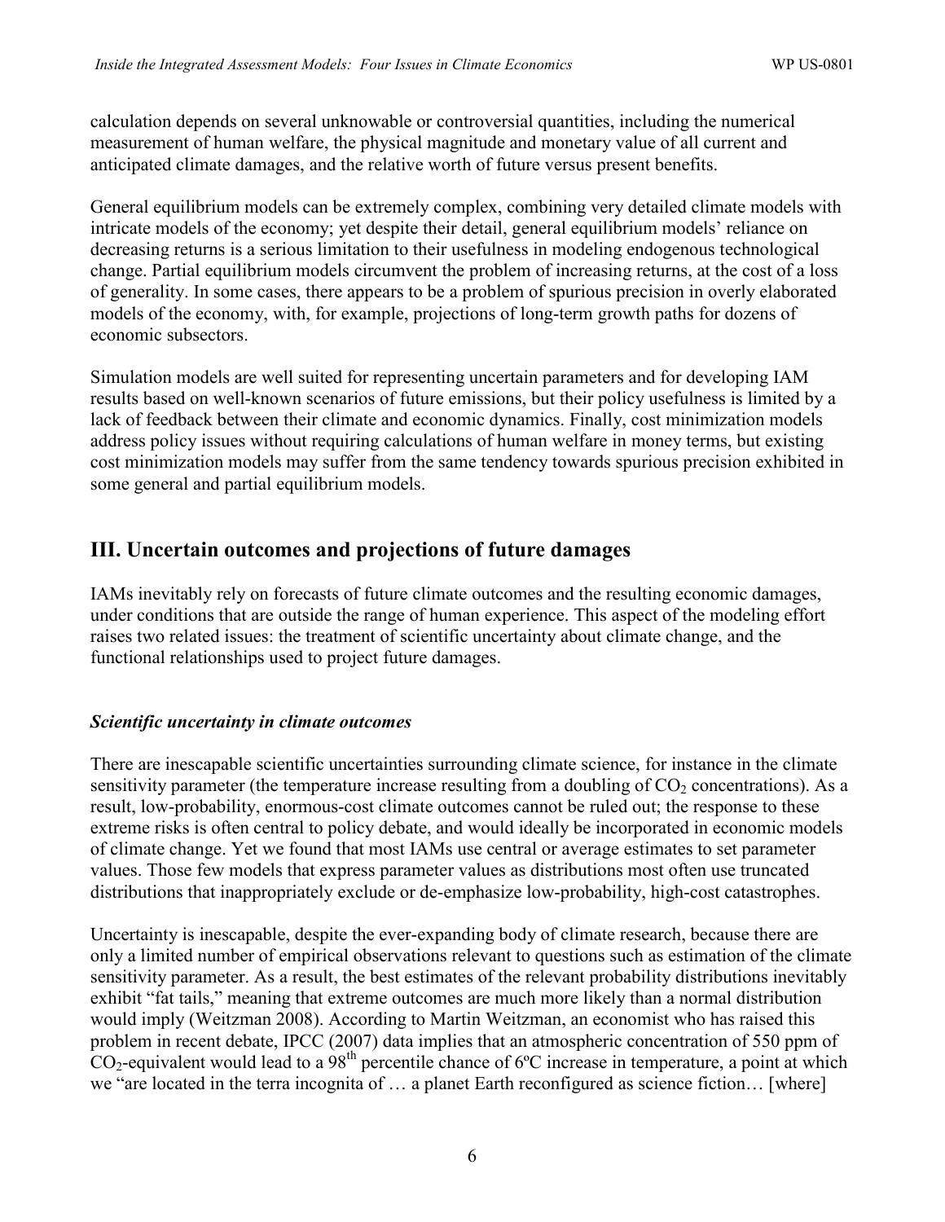calculation depends on several unknowable or controversial quantities, including the numerical measurement of human welfare, the physical magnitude and monetary value of all current and anticipated climate damages, and the relative worth of future versus present benefits.

General equilibrium models can be extremely complex, combining very detailed climate models with intricate models of the economy; yet despite their detail, general equilibrium models' reliance on decreasing returns is a serious limitation to their usefulness in modeling endogenous technological change. Partial equilibrium models circumvent the problem of increasing returns, at the cost of a loss of generality. In some cases, there appears to be a problem of spurious precision in overly elaborated models of the economy, with, for example, projections of long-term growth paths for dozens of economic subsectors.

Simulation models are well suited for representing uncertain parameters and for developing IAM results based on well-known scenarios of future emissions, but their policy usefulness is limited by a lack of feedback between their climate and economic dynamics. Finally, cost minimization models address policy issues without requiring calculations of human welfare in money terms, but existing cost minimization models may suffer from the same tendency towards spurious precision exhibited in some general and partial equilibrium models.

## III. Uncertain outcomes and projections of future damages

IAMs inevitably rely on forecasts of future climate outcomes and the resulting economic damages, under conditions that are outside the range of human experience. This aspect of the modeling effort raises two related issues: the treatment of scientific uncertainty about climate change, and the functional relationships used to project future damages.

### *Scientific uncertainty in climate outcomes*

There are inescapable scientific uncertainties surrounding climate science, for instance in the climate sensitivity parameter (the temperature increase resulting from a doubling of $CO_2$ concentrations). As a result, low-probability, enormous-cost climate outcomes cannot be ruled out; the response to these extreme risks is often central to policy debate, and would ideally be incorporated in economic models of climate change. Yet we found that most IAMs use central or average estimates to set parameter values. Those few models that express parameter values as distributions most often use truncated distributions that inappropriately exclude or de-emphasize low-probability, high-cost catastrophes.

Uncertainty is inescapable, despite the ever-expanding body of climate research, because there are only a limited number of empirical observations relevant to questions such as estimation of the climate sensitivity parameter. As a result, the best estimates of the relevant probability distributions inevitably exhibit "fat tails," meaning that extreme outcomes are much more likely than a normal distribution would imply (Weitzman 2008). According to Martin Weitzman, an economist who has raised this problem in recent debate, IPCC (2007) data implies that an atmospheric concentration of 550 ppm of $CO_2$-equivalent would lead to a 98$^{th}$ percentile chance of 6ºC increase in temperature, a point at which we "are located in the terra incognita of … a planet Earth reconfigured as science fiction… [where]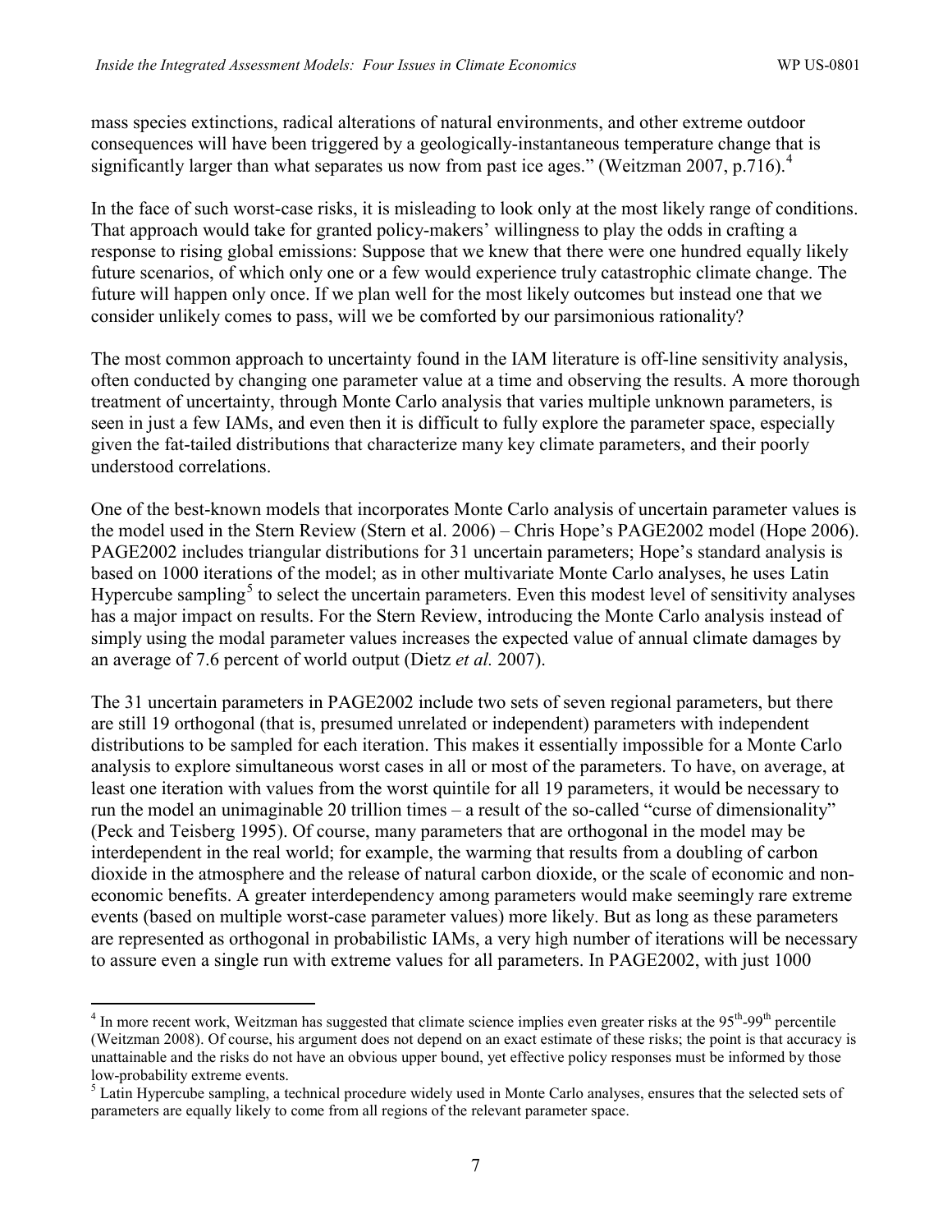mass species extinctions, radical alterations of natural environments, and other extreme outdoor consequences will have been triggered by a geologically-instantaneous temperature change that is significantly larger than what separates us now from past ice ages." (Weitzman 2007, p.716).[4]

In the face of such worst-case risks, it is misleading to look only at the most likely range of conditions. That approach would take for granted policy-makers' willingness to play the odds in crafting a response to rising global emissions: Suppose that we knew that there were one hundred equally likely future scenarios, of which only one or a few would experience truly catastrophic climate change. The future will happen only once. If we plan well for the most likely outcomes but instead one that we consider unlikely comes to pass, will we be comforted by our parsimonious rationality?

The most common approach to uncertainty found in the IAM literature is off-line sensitivity analysis, often conducted by changing one parameter value at a time and observing the results. A more thorough treatment of uncertainty, through Monte Carlo analysis that varies multiple unknown parameters, is seen in just a few IAMs, and even then it is difficult to fully explore the parameter space, especially given the fat-tailed distributions that characterize many key climate parameters, and their poorly understood correlations.

One of the best-known models that incorporates Monte Carlo analysis of uncertain parameter values is the model used in the Stern Review (Stern et al. 2006) – Chris Hope's PAGE2002 model (Hope 2006). PAGE2002 includes triangular distributions for 31 uncertain parameters; Hope's standard analysis is based on 1000 iterations of the model; as in other multivariate Monte Carlo analyses, he uses Latin Hypercube sampling[5] to select the uncertain parameters. Even this modest level of sensitivity analyses has a major impact on results. For the Stern Review, introducing the Monte Carlo analysis instead of simply using the modal parameter values increases the expected value of annual climate damages by an average of 7.6 percent of world output (Dietz *et al.* 2007).

The 31 uncertain parameters in PAGE2002 include two sets of seven regional parameters, but there are still 19 orthogonal (that is, presumed unrelated or independent) parameters with independent distributions to be sampled for each iteration. This makes it essentially impossible for a Monte Carlo analysis to explore simultaneous worst cases in all or most of the parameters. To have, on average, at least one iteration with values from the worst quintile for all 19 parameters, it would be necessary to run the model an unimaginable 20 trillion times – a result of the so-called "curse of dimensionality" (Peck and Teisberg 1995). Of course, many parameters that are orthogonal in the model may be interdependent in the real world; for example, the warming that results from a doubling of carbon dioxide in the atmosphere and the release of natural carbon dioxide, or the scale of economic and non-economic benefits. A greater interdependency among parameters would make seemingly rare extreme events (based on multiple worst-case parameter values) more likely. But as long as these parameters are represented as orthogonal in probabilistic IAMs, a very high number of iterations will be necessary to assure even a single run with extreme values for all parameters. In PAGE2002, with just 1000

[4] In more recent work, Weitzman has suggested that climate science implies even greater risks at the 95th-99th percentile (Weitzman 2008). Of course, his argument does not depend on an exact estimate of these risks; the point is that accuracy is unattainable and the risks do not have an obvious upper bound, yet effective policy responses must be informed by those low-probability extreme events.

[5] Latin Hypercube sampling, a technical procedure widely used in Monte Carlo analyses, ensures that the selected sets of parameters are equally likely to come from all regions of the relevant parameter space.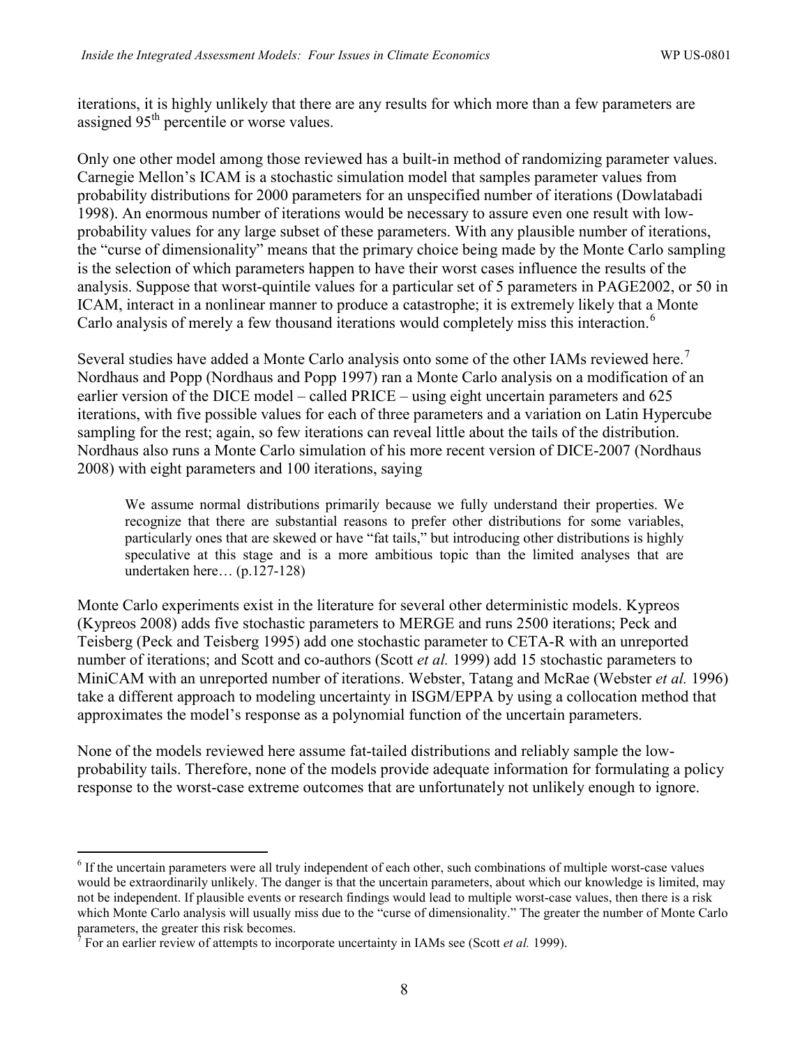iterations, it is highly unlikely that there are any results for which more than a few parameters are assigned 95th percentile or worse values.

Only one other model among those reviewed has a built-in method of randomizing parameter values. Carnegie Mellon's ICAM is a stochastic simulation model that samples parameter values from probability distributions for 2000 parameters for an unspecified number of iterations (Dowlatabadi 1998). An enormous number of iterations would be necessary to assure even one result with low-probability values for any large subset of these parameters. With any plausible number of iterations, the "curse of dimensionality" means that the primary choice being made by the Monte Carlo sampling is the selection of which parameters happen to have their worst cases influence the results of the analysis. Suppose that worst-quintile values for a particular set of 5 parameters in PAGE2002, or 50 in ICAM, interact in a nonlinear manner to produce a catastrophe; it is extremely likely that a Monte Carlo analysis of merely a few thousand iterations would completely miss this interaction.[6]

Several studies have added a Monte Carlo analysis onto some of the other IAMs reviewed here.[7] Nordhaus and Popp (Nordhaus and Popp 1997) ran a Monte Carlo analysis on a modification of an earlier version of the DICE model – called PRICE – using eight uncertain parameters and 625 iterations, with five possible values for each of three parameters and a variation on Latin Hypercube sampling for the rest; again, so few iterations can reveal little about the tails of the distribution. Nordhaus also runs a Monte Carlo simulation of his more recent version of DICE-2007 (Nordhaus 2008) with eight parameters and 100 iterations, saying

> We assume normal distributions primarily because we fully understand their properties. We recognize that there are substantial reasons to prefer other distributions for some variables, particularly ones that are skewed or have "fat tails," but introducing other distributions is highly speculative at this stage and is a more ambitious topic than the limited analyses that are undertaken here… (p.127-128)

Monte Carlo experiments exist in the literature for several other deterministic models. Kypreos (Kypreos 2008) adds five stochastic parameters to MERGE and runs 2500 iterations; Peck and Teisberg (Peck and Teisberg 1995) add one stochastic parameter to CETA-R with an unreported number of iterations; and Scott and co-authors (Scott *et al.* 1999) add 15 stochastic parameters to MiniCAM with an unreported number of iterations. Webster, Tatang and McRae (Webster *et al.* 1996) take a different approach to modeling uncertainty in ISGM/EPPA by using a collocation method that approximates the model's response as a polynomial function of the uncertain parameters.

None of the models reviewed here assume fat-tailed distributions and reliably sample the low-probability tails. Therefore, none of the models provide adequate information for formulating a policy response to the worst-case extreme outcomes that are unfortunately not unlikely enough to ignore.

---

[6] If the uncertain parameters were all truly independent of each other, such combinations of multiple worst-case values would be extraordinarily unlikely. The danger is that the uncertain parameters, about which our knowledge is limited, may not be independent. If plausible events or research findings would lead to multiple worst-case values, then there is a risk which Monte Carlo analysis will usually miss due to the "curse of dimensionality." The greater the number of Monte Carlo parameters, the greater this risk becomes.

[7] For an earlier review of attempts to incorporate uncertainty in IAMs see (Scott *et al.* 1999).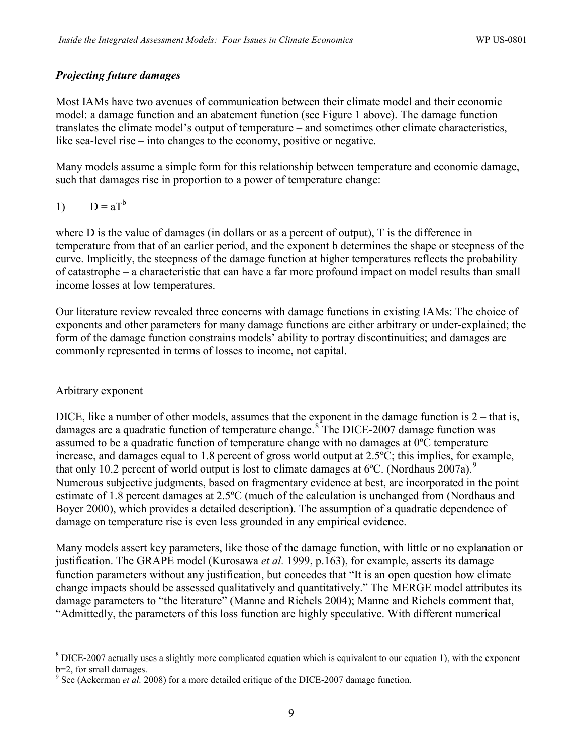### *Projecting future damages*

Most IAMs have two avenues of communication between their climate model and their economic model: a damage function and an abatement function (see Figure 1 above). The damage function translates the climate model's output of temperature – and sometimes other climate characteristics, like sea-level rise – into changes to the economy, positive or negative.

Many models assume a simple form for this relationship between temperature and economic damage, such that damages rise in proportion to a power of temperature change:

1) $D = aT^b$

where D is the value of damages (in dollars or as a percent of output), T is the difference in temperature from that of an earlier period, and the exponent b determines the shape or steepness of the curve. Implicitly, the steepness of the damage function at higher temperatures reflects the probability of catastrophe – a characteristic that can have a far more profound impact on model results than small income losses at low temperatures.

Our literature review revealed three concerns with damage functions in existing IAMs: The choice of exponents and other parameters for many damage functions are either arbitrary or under-explained; the form of the damage function constrains models' ability to portray discontinuities; and damages are commonly represented in terms of losses to income, not capital.

Arbitrary exponent

DICE, like a number of other models, assumes that the exponent in the damage function is 2 – that is, damages are a quadratic function of temperature change.[8] The DICE-2007 damage function was assumed to be a quadratic function of temperature change with no damages at 0ºC temperature increase, and damages equal to 1.8 percent of gross world output at 2.5ºC; this implies, for example, that only 10.2 percent of world output is lost to climate damages at 6ºC. (Nordhaus 2007a).[9] Numerous subjective judgments, based on fragmentary evidence at best, are incorporated in the point estimate of 1.8 percent damages at 2.5ºC (much of the calculation is unchanged from (Nordhaus and Boyer 2000), which provides a detailed description). The assumption of a quadratic dependence of damage on temperature rise is even less grounded in any empirical evidence.

Many models assert key parameters, like those of the damage function, with little or no explanation or justification. The GRAPE model (Kurosawa *et al.* 1999, p.163), for example, asserts its damage function parameters without any justification, but concedes that "It is an open question how climate change impacts should be assessed qualitatively and quantitatively." The MERGE model attributes its damage parameters to "the literature" (Manne and Richels 2004); Manne and Richels comment that, "Admittedly, the parameters of this loss function are highly speculative. With different numerical

[8] DICE-2007 actually uses a slightly more complicated equation which is equivalent to our equation 1), with the exponent b=2, for small damages.

[9] See (Ackerman *et al.* 2008) for a more detailed critique of the DICE-2007 damage function.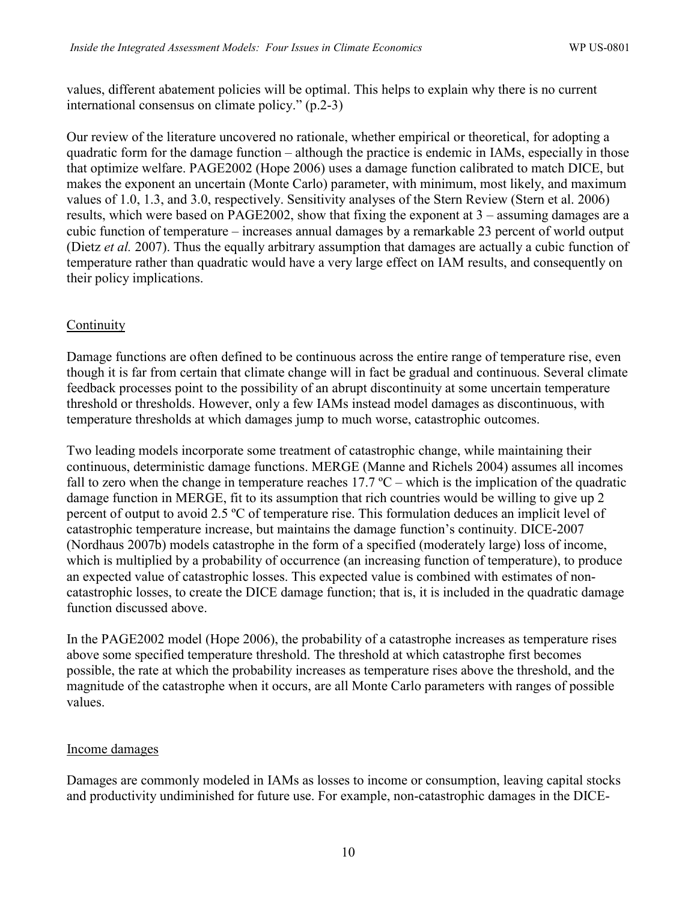values, different abatement policies will be optimal. This helps to explain why there is no current international consensus on climate policy." (p.2-3)

Our review of the literature uncovered no rationale, whether empirical or theoretical, for adopting a quadratic form for the damage function – although the practice is endemic in IAMs, especially in those that optimize welfare. PAGE2002 (Hope 2006) uses a damage function calibrated to match DICE, but makes the exponent an uncertain (Monte Carlo) parameter, with minimum, most likely, and maximum values of 1.0, 1.3, and 3.0, respectively. Sensitivity analyses of the Stern Review (Stern et al. 2006) results, which were based on PAGE2002, show that fixing the exponent at 3 – assuming damages are a cubic function of temperature – increases annual damages by a remarkable 23 percent of world output (Dietz *et al.* 2007). Thus the equally arbitrary assumption that damages are actually a cubic function of temperature rather than quadratic would have a very large effect on IAM results, and consequently on their policy implications.

## Continuity

Damage functions are often defined to be continuous across the entire range of temperature rise, even though it is far from certain that climate change will in fact be gradual and continuous. Several climate feedback processes point to the possibility of an abrupt discontinuity at some uncertain temperature threshold or thresholds. However, only a few IAMs instead model damages as discontinuous, with temperature thresholds at which damages jump to much worse, catastrophic outcomes.

Two leading models incorporate some treatment of catastrophic change, while maintaining their continuous, deterministic damage functions. MERGE (Manne and Richels 2004) assumes all incomes fall to zero when the change in temperature reaches 17.7 ºC – which is the implication of the quadratic damage function in MERGE, fit to its assumption that rich countries would be willing to give up 2 percent of output to avoid 2.5 ºC of temperature rise. This formulation deduces an implicit level of catastrophic temperature increase, but maintains the damage function's continuity. DICE-2007 (Nordhaus 2007b) models catastrophe in the form of a specified (moderately large) loss of income, which is multiplied by a probability of occurrence (an increasing function of temperature), to produce an expected value of catastrophic losses. This expected value is combined with estimates of non-catastrophic losses, to create the DICE damage function; that is, it is included in the quadratic damage function discussed above.

In the PAGE2002 model (Hope 2006), the probability of a catastrophe increases as temperature rises above some specified temperature threshold. The threshold at which catastrophe first becomes possible, the rate at which the probability increases as temperature rises above the threshold, and the magnitude of the catastrophe when it occurs, are all Monte Carlo parameters with ranges of possible values.

## Income damages

Damages are commonly modeled in IAMs as losses to income or consumption, leaving capital stocks and productivity undiminished for future use. For example, non-catastrophic damages in the DICE-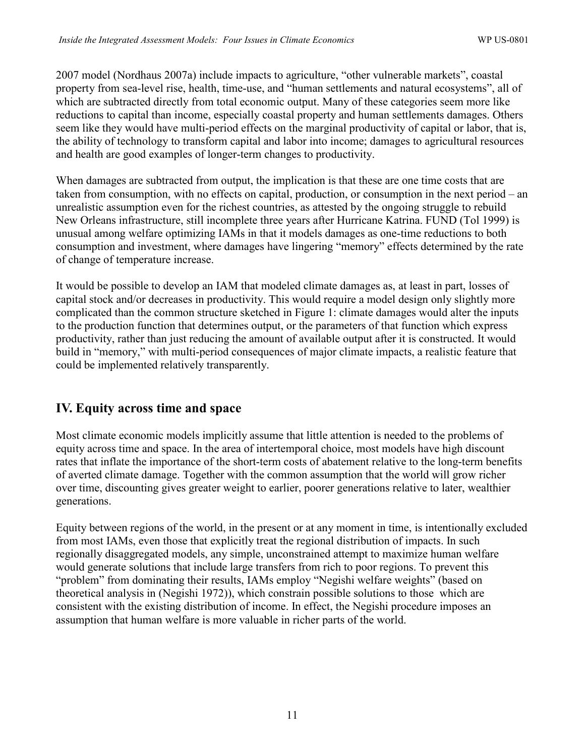2007 model (Nordhaus 2007a) include impacts to agriculture, "other vulnerable markets", coastal property from sea-level rise, health, time-use, and "human settlements and natural ecosystems", all of which are subtracted directly from total economic output. Many of these categories seem more like reductions to capital than income, especially coastal property and human settlements damages. Others seem like they would have multi-period effects on the marginal productivity of capital or labor, that is, the ability of technology to transform capital and labor into income; damages to agricultural resources and health are good examples of longer-term changes to productivity.

When damages are subtracted from output, the implication is that these are one time costs that are taken from consumption, with no effects on capital, production, or consumption in the next period – an unrealistic assumption even for the richest countries, as attested by the ongoing struggle to rebuild New Orleans infrastructure, still incomplete three years after Hurricane Katrina. FUND (Tol 1999) is unusual among welfare optimizing IAMs in that it models damages as one-time reductions to both consumption and investment, where damages have lingering "memory" effects determined by the rate of change of temperature increase.

It would be possible to develop an IAM that modeled climate damages as, at least in part, losses of capital stock and/or decreases in productivity. This would require a model design only slightly more complicated than the common structure sketched in Figure 1: climate damages would alter the inputs to the production function that determines output, or the parameters of that function which express productivity, rather than just reducing the amount of available output after it is constructed. It would build in "memory," with multi-period consequences of major climate impacts, a realistic feature that could be implemented relatively transparently.

## IV. Equity across time and space

Most climate economic models implicitly assume that little attention is needed to the problems of equity across time and space. In the area of intertemporal choice, most models have high discount rates that inflate the importance of the short-term costs of abatement relative to the long-term benefits of averted climate damage. Together with the common assumption that the world will grow richer over time, discounting gives greater weight to earlier, poorer generations relative to later, wealthier generations.

Equity between regions of the world, in the present or at any moment in time, is intentionally excluded from most IAMs, even those that explicitly treat the regional distribution of impacts. In such regionally disaggregated models, any simple, unconstrained attempt to maximize human welfare would generate solutions that include large transfers from rich to poor regions. To prevent this "problem" from dominating their results, IAMs employ "Negishi welfare weights" (based on theoretical analysis in (Negishi 1972)), which constrain possible solutions to those which are consistent with the existing distribution of income. In effect, the Negishi procedure imposes an assumption that human welfare is more valuable in richer parts of the world.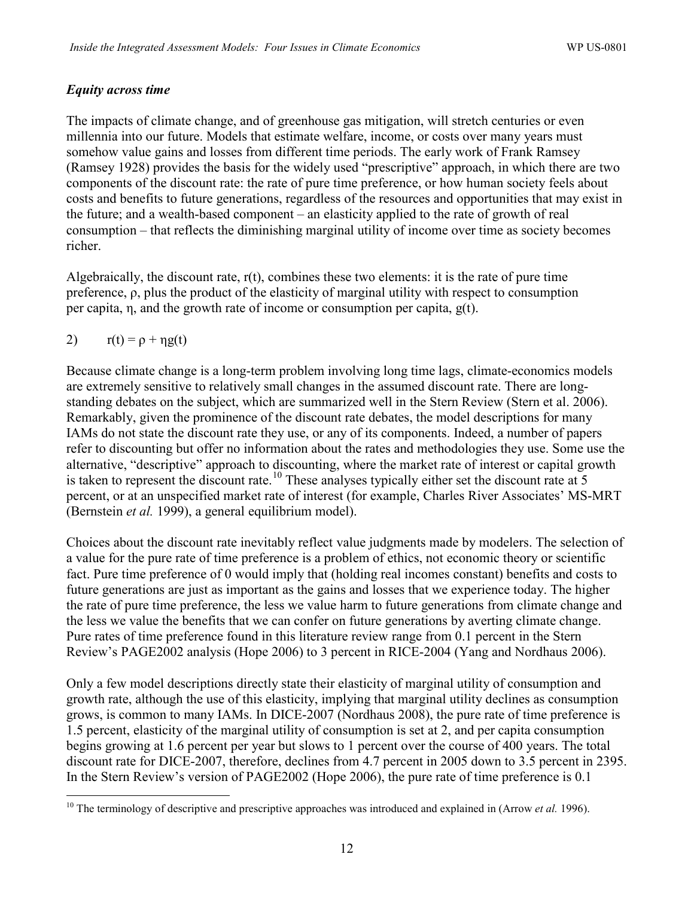### *Equity across time*

The impacts of climate change, and of greenhouse gas mitigation, will stretch centuries or even millennia into our future. Models that estimate welfare, income, or costs over many years must somehow value gains and losses from different time periods. The early work of Frank Ramsey (Ramsey 1928) provides the basis for the widely used "prescriptive" approach, in which there are two components of the discount rate: the rate of pure time preference, or how human society feels about costs and benefits to future generations, regardless of the resources and opportunities that may exist in the future; and a wealth-based component – an elasticity applied to the rate of growth of real consumption – that reflects the diminishing marginal utility of income over time as society becomes richer.

Algebraically, the discount rate, $r(t)$, combines these two elements: it is the rate of pure time preference, $\rho$, plus the product of the elasticity of marginal utility with respect to consumption per capita, $\eta$, and the growth rate of income or consumption per capita, $g(t)$.

$$r(t) = \rho + \eta g(t) \tag{2}$$

Because climate change is a long-term problem involving long time lags, climate-economics models are extremely sensitive to relatively small changes in the assumed discount rate. There are long-standing debates on the subject, which are summarized well in the Stern Review (Stern et al. 2006). Remarkably, given the prominence of the discount rate debates, the model descriptions for many IAMs do not state the discount rate they use, or any of its components. Indeed, a number of papers refer to discounting but offer no information about the rates and methodologies they use. Some use the alternative, "descriptive" approach to discounting, where the market rate of interest or capital growth is taken to represent the discount rate.[10] These analyses typically either set the discount rate at 5 percent, or at an unspecified market rate of interest (for example, Charles River Associates' MS-MRT (Bernstein *et al.* 1999), a general equilibrium model).

Choices about the discount rate inevitably reflect value judgments made by modelers. The selection of a value for the pure rate of time preference is a problem of ethics, not economic theory or scientific fact. Pure time preference of 0 would imply that (holding real incomes constant) benefits and costs to future generations are just as important as the gains and losses that we experience today. The higher the rate of pure time preference, the less we value harm to future generations from climate change and the less we value the benefits that we can confer on future generations by averting climate change. Pure rates of time preference found in this literature review range from 0.1 percent in the Stern Review's PAGE2002 analysis (Hope 2006) to 3 percent in RICE-2004 (Yang and Nordhaus 2006).

Only a few model descriptions directly state their elasticity of marginal utility of consumption and growth rate, although the use of this elasticity, implying that marginal utility declines as consumption grows, is common to many IAMs. In DICE-2007 (Nordhaus 2008), the pure rate of time preference is 1.5 percent, elasticity of the marginal utility of consumption is set at 2, and per capita consumption begins growing at 1.6 percent per year but slows to 1 percent over the course of 400 years. The total discount rate for DICE-2007, therefore, declines from 4.7 percent in 2005 down to 3.5 percent in 2395. In the Stern Review's version of PAGE2002 (Hope 2006), the pure rate of time preference is 0.1

[10] The terminology of descriptive and prescriptive approaches was introduced and explained in (Arrow *et al.* 1996).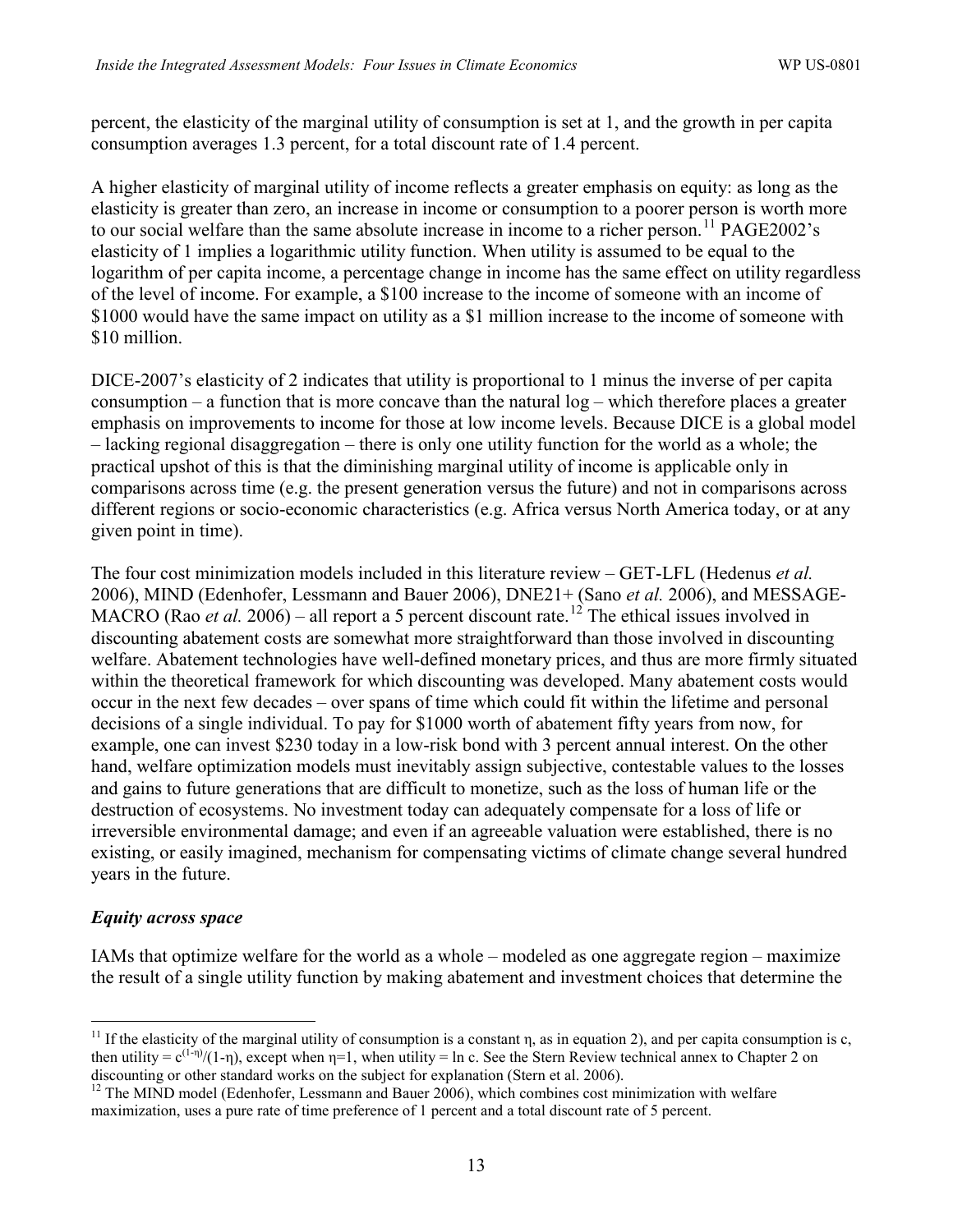percent, the elasticity of the marginal utility of consumption is set at 1, and the growth in per capita consumption averages 1.3 percent, for a total discount rate of 1.4 percent.

A higher elasticity of marginal utility of income reflects a greater emphasis on equity: as long as the elasticity is greater than zero, an increase in income or consumption to a poorer person is worth more to our social welfare than the same absolute increase in income to a richer person.[11] PAGE2002's elasticity of 1 implies a logarithmic utility function. When utility is assumed to be equal to the logarithm of per capita income, a percentage change in income has the same effect on utility regardless of the level of income. For example, a \$100 increase to the income of someone with an income of \$1000 would have the same impact on utility as a \$1 million increase to the income of someone with \$10 million.

DICE-2007's elasticity of 2 indicates that utility is proportional to 1 minus the inverse of per capita consumption – a function that is more concave than the natural log – which therefore places a greater emphasis on improvements to income for those at low income levels. Because DICE is a global model – lacking regional disaggregation – there is only one utility function for the world as a whole; the practical upshot of this is that the diminishing marginal utility of income is applicable only in comparisons across time (e.g. the present generation versus the future) and not in comparisons across different regions or socio-economic characteristics (e.g. Africa versus North America today, or at any given point in time).

The four cost minimization models included in this literature review – GET-LFL (Hedenus *et al.* 2006), MIND (Edenhofer, Lessmann and Bauer 2006), DNE21+ (Sano *et al.* 2006), and MESSAGE-MACRO (Rao *et al.* 2006) – all report a 5 percent discount rate.[12] The ethical issues involved in discounting abatement costs are somewhat more straightforward than those involved in discounting welfare. Abatement technologies have well-defined monetary prices, and thus are more firmly situated within the theoretical framework for which discounting was developed. Many abatement costs would occur in the next few decades – over spans of time which could fit within the lifetime and personal decisions of a single individual. To pay for \$1000 worth of abatement fifty years from now, for example, one can invest \$230 today in a low-risk bond with 3 percent annual interest. On the other hand, welfare optimization models must inevitably assign subjective, contestable values to the losses and gains to future generations that are difficult to monetize, such as the loss of human life or the destruction of ecosystems. No investment today can adequately compensate for a loss of life or irreversible environmental damage; and even if an agreeable valuation were established, there is no existing, or easily imagined, mechanism for compensating victims of climate change several hundred years in the future.

### *Equity across space*

IAMs that optimize welfare for the world as a whole – modeled as one aggregate region – maximize the result of a single utility function by making abatement and investment choices that determine the

---

[11] If the elasticity of the marginal utility of consumption is a constant $\eta$, as in equation 2), and per capita consumption is c, then utility = $c^{(1-\eta)}/(1-\eta)$, except when $\eta=1$, when utility = ln c. See the Stern Review technical annex to Chapter 2 on discounting or other standard works on the subject for explanation (Stern et al. 2006).

[12] The MIND model (Edenhofer, Lessmann and Bauer 2006), which combines cost minimization with welfare maximization, uses a pure rate of time preference of 1 percent and a total discount rate of 5 percent.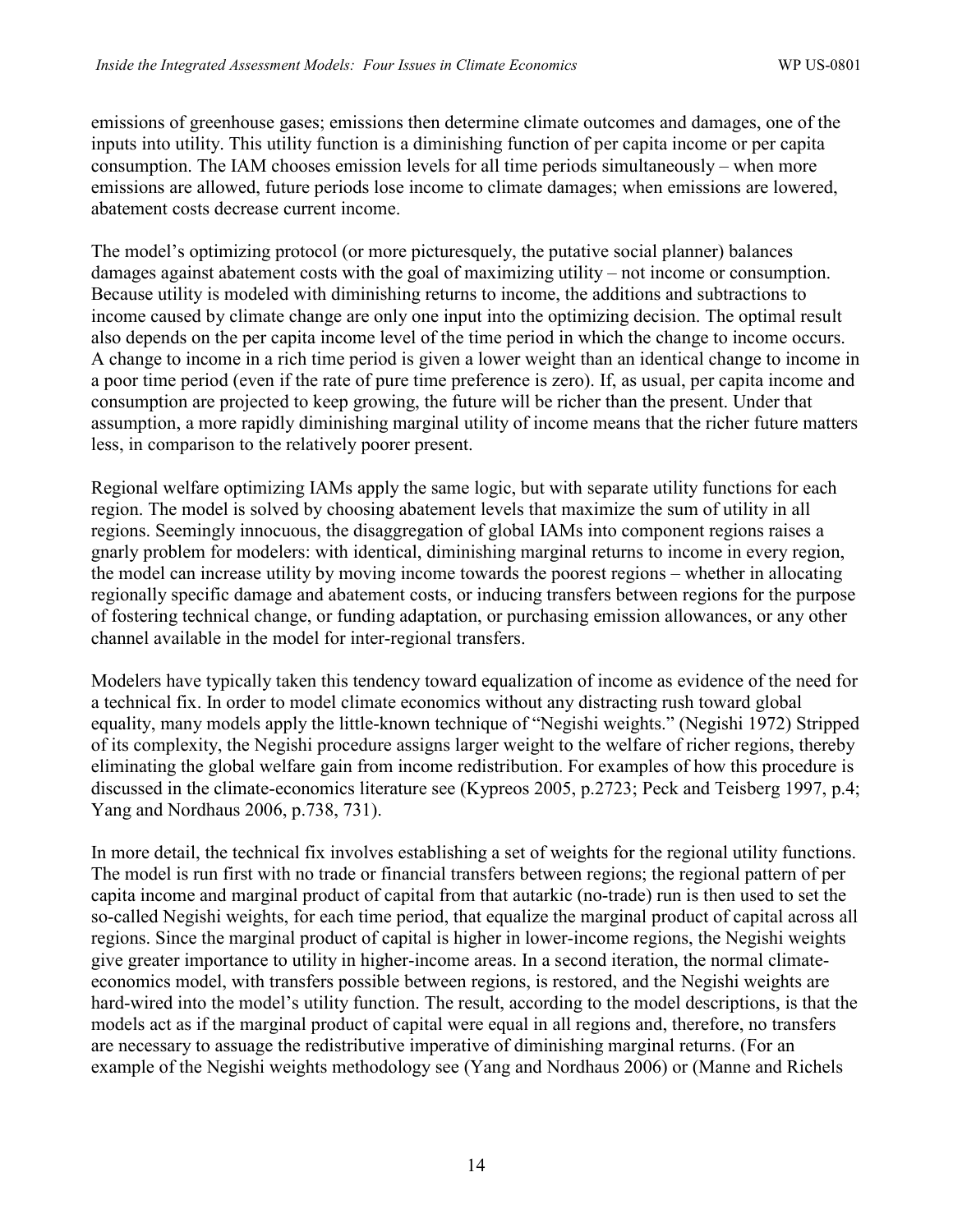emissions of greenhouse gases; emissions then determine climate outcomes and damages, one of the inputs into utility. This utility function is a diminishing function of per capita income or per capita consumption. The IAM chooses emission levels for all time periods simultaneously – when more emissions are allowed, future periods lose income to climate damages; when emissions are lowered, abatement costs decrease current income.

The model's optimizing protocol (or more picturesquely, the putative social planner) balances damages against abatement costs with the goal of maximizing utility – not income or consumption. Because utility is modeled with diminishing returns to income, the additions and subtractions to income caused by climate change are only one input into the optimizing decision. The optimal result also depends on the per capita income level of the time period in which the change to income occurs. A change to income in a rich time period is given a lower weight than an identical change to income in a poor time period (even if the rate of pure time preference is zero). If, as usual, per capita income and consumption are projected to keep growing, the future will be richer than the present. Under that assumption, a more rapidly diminishing marginal utility of income means that the richer future matters less, in comparison to the relatively poorer present.

Regional welfare optimizing IAMs apply the same logic, but with separate utility functions for each region. The model is solved by choosing abatement levels that maximize the sum of utility in all regions. Seemingly innocuous, the disaggregation of global IAMs into component regions raises a gnarly problem for modelers: with identical, diminishing marginal returns to income in every region, the model can increase utility by moving income towards the poorest regions – whether in allocating regionally specific damage and abatement costs, or inducing transfers between regions for the purpose of fostering technical change, or funding adaptation, or purchasing emission allowances, or any other channel available in the model for inter-regional transfers.

Modelers have typically taken this tendency toward equalization of income as evidence of the need for a technical fix. In order to model climate economics without any distracting rush toward global equality, many models apply the little-known technique of "Negishi weights." (Negishi 1972) Stripped of its complexity, the Negishi procedure assigns larger weight to the welfare of richer regions, thereby eliminating the global welfare gain from income redistribution. For examples of how this procedure is discussed in the climate-economics literature see (Kypreos 2005, p.2723; Peck and Teisberg 1997, p.4; Yang and Nordhaus 2006, p.738, 731).

In more detail, the technical fix involves establishing a set of weights for the regional utility functions. The model is run first with no trade or financial transfers between regions; the regional pattern of per capita income and marginal product of capital from that autarkic (no-trade) run is then used to set the so-called Negishi weights, for each time period, that equalize the marginal product of capital across all regions. Since the marginal product of capital is higher in lower-income regions, the Negishi weights give greater importance to utility in higher-income areas. In a second iteration, the normal climate-economics model, with transfers possible between regions, is restored, and the Negishi weights are hard-wired into the model's utility function. The result, according to the model descriptions, is that the models act as if the marginal product of capital were equal in all regions and, therefore, no transfers are necessary to assuage the redistributive imperative of diminishing marginal returns. (For an example of the Negishi weights methodology see (Yang and Nordhaus 2006) or (Manne and Richels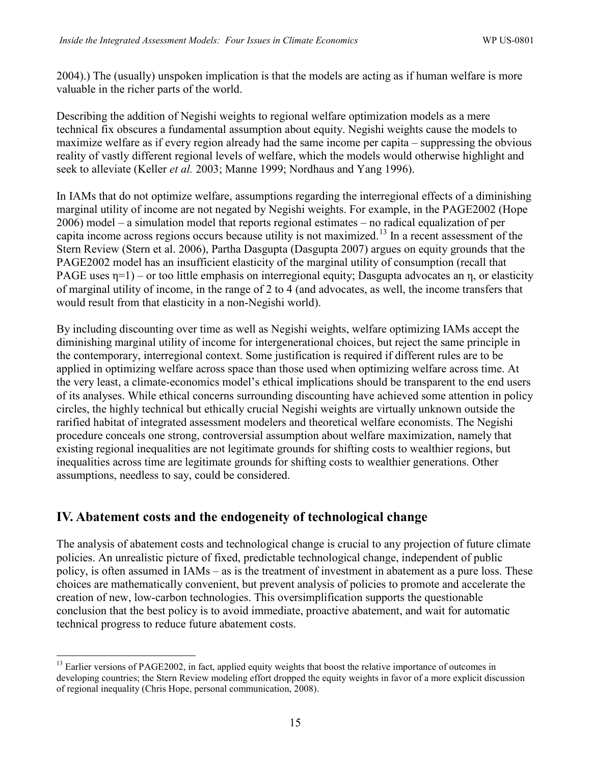2004).) The (usually) unspoken implication is that the models are acting as if human welfare is more valuable in the richer parts of the world.

Describing the addition of Negishi weights to regional welfare optimization models as a mere technical fix obscures a fundamental assumption about equity. Negishi weights cause the models to maximize welfare as if every region already had the same income per capita – suppressing the obvious reality of vastly different regional levels of welfare, which the models would otherwise highlight and seek to alleviate (Keller *et al.* 2003; Manne 1999; Nordhaus and Yang 1996).

In IAMs that do not optimize welfare, assumptions regarding the interregional effects of a diminishing marginal utility of income are not negated by Negishi weights. For example, in the PAGE2002 (Hope 2006) model – a simulation model that reports regional estimates – no radical equalization of per capita income across regions occurs because utility is not maximized.[13] In a recent assessment of the Stern Review (Stern et al. 2006), Partha Dasgupta (Dasgupta 2007) argues on equity grounds that the PAGE2002 model has an insufficient elasticity of the marginal utility of consumption (recall that PAGE uses $\eta=1$) – or too little emphasis on interregional equity; Dasgupta advocates an $\eta$, or elasticity of marginal utility of income, in the range of 2 to 4 (and advocates, as well, the income transfers that would result from that elasticity in a non-Negishi world).

By including discounting over time as well as Negishi weights, welfare optimizing IAMs accept the diminishing marginal utility of income for intergenerational choices, but reject the same principle in the contemporary, interregional context. Some justification is required if different rules are to be applied in optimizing welfare across space than those used when optimizing welfare across time. At the very least, a climate-economics model's ethical implications should be transparent to the end users of its analyses. While ethical concerns surrounding discounting have achieved some attention in policy circles, the highly technical but ethically crucial Negishi weights are virtually unknown outside the rarified habitat of integrated assessment modelers and theoretical welfare economists. The Negishi procedure conceals one strong, controversial assumption about welfare maximization, namely that existing regional inequalities are not legitimate grounds for shifting costs to wealthier regions, but inequalities across time are legitimate grounds for shifting costs to wealthier generations. Other assumptions, needless to say, could be considered.

## IV. Abatement costs and the endogeneity of technological change

The analysis of abatement costs and technological change is crucial to any projection of future climate policies. An unrealistic picture of fixed, predictable technological change, independent of public policy, is often assumed in IAMs – as is the treatment of investment in abatement as a pure loss. These choices are mathematically convenient, but prevent analysis of policies to promote and accelerate the creation of new, low-carbon technologies. This oversimplification supports the questionable conclusion that the best policy is to avoid immediate, proactive abatement, and wait for automatic technical progress to reduce future abatement costs.

[13] Earlier versions of PAGE2002, in fact, applied equity weights that boost the relative importance of outcomes in developing countries; the Stern Review modeling effort dropped the equity weights in favor of a more explicit discussion of regional inequality (Chris Hope, personal communication, 2008).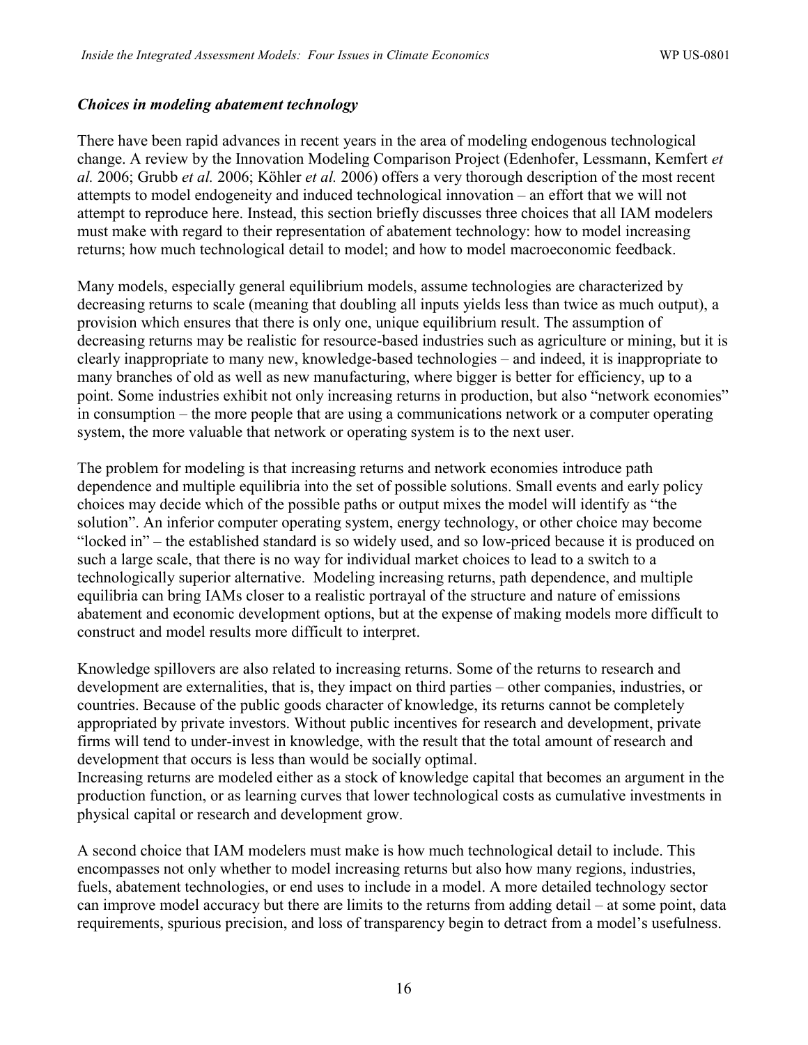### *Choices in modeling abatement technology*

There have been rapid advances in recent years in the area of modeling endogenous technological change. A review by the Innovation Modeling Comparison Project (Edenhofer, Lessmann, Kemfert *et al.* 2006; Grubb *et al.* 2006; Köhler *et al.* 2006) offers a very thorough description of the most recent attempts to model endogeneity and induced technological innovation – an effort that we will not attempt to reproduce here. Instead, this section briefly discusses three choices that all IAM modelers must make with regard to their representation of abatement technology: how to model increasing returns; how much technological detail to model; and how to model macroeconomic feedback.

Many models, especially general equilibrium models, assume technologies are characterized by decreasing returns to scale (meaning that doubling all inputs yields less than twice as much output), a provision which ensures that there is only one, unique equilibrium result. The assumption of decreasing returns may be realistic for resource-based industries such as agriculture or mining, but it is clearly inappropriate to many new, knowledge-based technologies – and indeed, it is inappropriate to many branches of old as well as new manufacturing, where bigger is better for efficiency, up to a point. Some industries exhibit not only increasing returns in production, but also "network economies" in consumption – the more people that are using a communications network or a computer operating system, the more valuable that network or operating system is to the next user.

The problem for modeling is that increasing returns and network economies introduce path dependence and multiple equilibria into the set of possible solutions. Small events and early policy choices may decide which of the possible paths or output mixes the model will identify as "the solution". An inferior computer operating system, energy technology, or other choice may become "locked in" – the established standard is so widely used, and so low-priced because it is produced on such a large scale, that there is no way for individual market choices to lead to a switch to a technologically superior alternative. Modeling increasing returns, path dependence, and multiple equilibria can bring IAMs closer to a realistic portrayal of the structure and nature of emissions abatement and economic development options, but at the expense of making models more difficult to construct and model results more difficult to interpret.

Knowledge spillovers are also related to increasing returns. Some of the returns to research and development are externalities, that is, they impact on third parties – other companies, industries, or countries. Because of the public goods character of knowledge, its returns cannot be completely appropriated by private investors. Without public incentives for research and development, private firms will tend to under-invest in knowledge, with the result that the total amount of research and development that occurs is less than would be socially optimal.
Increasing returns are modeled either as a stock of knowledge capital that becomes an argument in the production function, or as learning curves that lower technological costs as cumulative investments in physical capital or research and development grow.

A second choice that IAM modelers must make is how much technological detail to include. This encompasses not only whether to model increasing returns but also how many regions, industries, fuels, abatement technologies, or end uses to include in a model. A more detailed technology sector can improve model accuracy but there are limits to the returns from adding detail – at some point, data requirements, spurious precision, and loss of transparency begin to detract from a model's usefulness.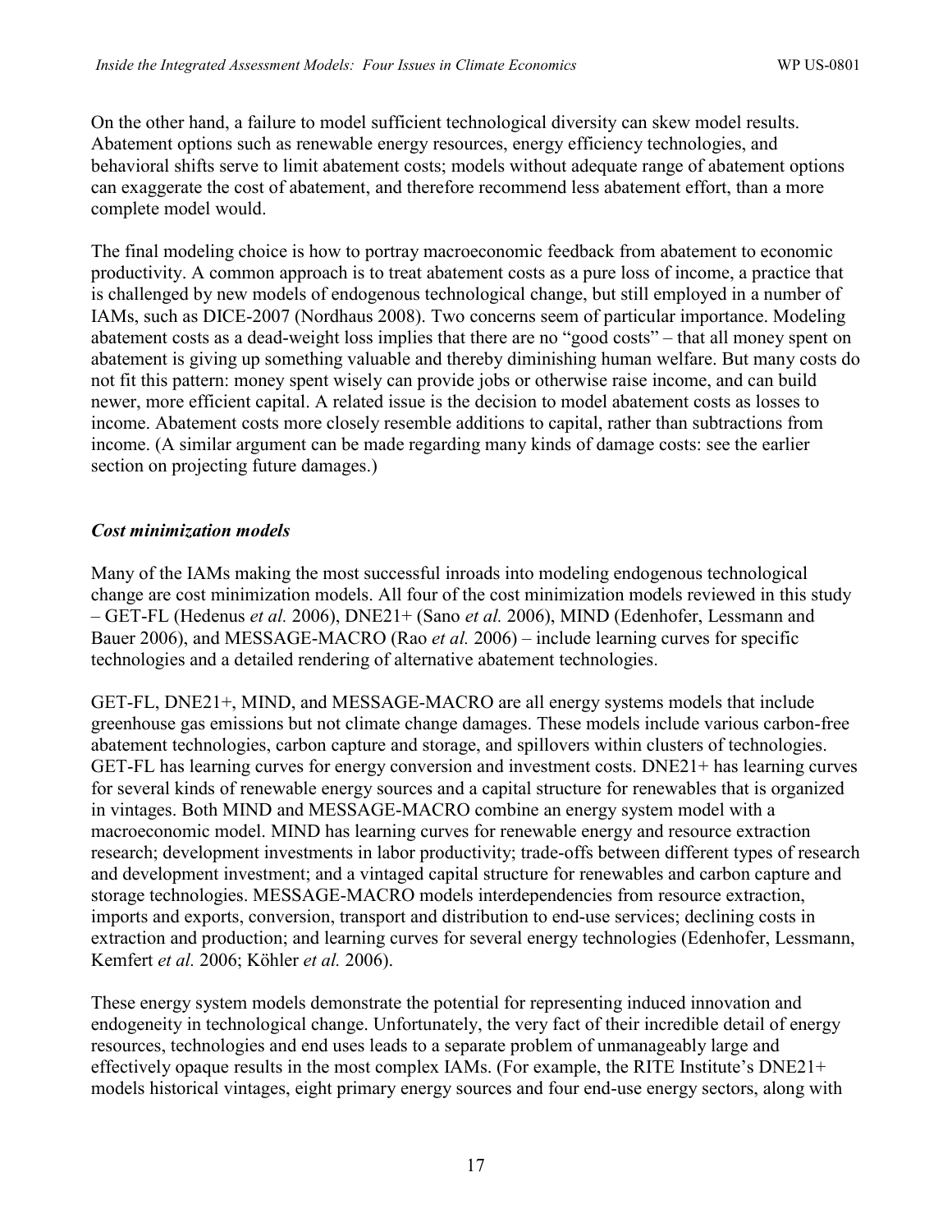On the other hand, a failure to model sufficient technological diversity can skew model results. Abatement options such as renewable energy resources, energy efficiency technologies, and behavioral shifts serve to limit abatement costs; models without adequate range of abatement options can exaggerate the cost of abatement, and therefore recommend less abatement effort, than a more complete model would.

The final modeling choice is how to portray macroeconomic feedback from abatement to economic productivity. A common approach is to treat abatement costs as a pure loss of income, a practice that is challenged by new models of endogenous technological change, but still employed in a number of IAMs, such as DICE-2007 (Nordhaus 2008). Two concerns seem of particular importance. Modeling abatement costs as a dead-weight loss implies that there are no "good costs" – that all money spent on abatement is giving up something valuable and thereby diminishing human welfare. But many costs do not fit this pattern: money spent wisely can provide jobs or otherwise raise income, and can build newer, more efficient capital. A related issue is the decision to model abatement costs as losses to income. Abatement costs more closely resemble additions to capital, rather than subtractions from income. (A similar argument can be made regarding many kinds of damage costs: see the earlier section on projecting future damages.)

### *Cost minimization models*

Many of the IAMs making the most successful inroads into modeling endogenous technological change are cost minimization models. All four of the cost minimization models reviewed in this study – GET-FL (Hedenus *et al.* 2006), DNE21+ (Sano *et al.* 2006), MIND (Edenhofer, Lessmann and Bauer 2006), and MESSAGE-MACRO (Rao *et al.* 2006) – include learning curves for specific technologies and a detailed rendering of alternative abatement technologies.

GET-FL, DNE21+, MIND, and MESSAGE-MACRO are all energy systems models that include greenhouse gas emissions but not climate change damages. These models include various carbon-free abatement technologies, carbon capture and storage, and spillovers within clusters of technologies. GET-FL has learning curves for energy conversion and investment costs. DNE21+ has learning curves for several kinds of renewable energy sources and a capital structure for renewables that is organized in vintages. Both MIND and MESSAGE-MACRO combine an energy system model with a macroeconomic model. MIND has learning curves for renewable energy and resource extraction research; development investments in labor productivity; trade-offs between different types of research and development investment; and a vintaged capital structure for renewables and carbon capture and storage technologies. MESSAGE-MACRO models interdependencies from resource extraction, imports and exports, conversion, transport and distribution to end-use services; declining costs in extraction and production; and learning curves for several energy technologies (Edenhofer, Lessmann, Kemfert *et al.* 2006; Köhler *et al.* 2006).

These energy system models demonstrate the potential for representing induced innovation and endogeneity in technological change. Unfortunately, the very fact of their incredible detail of energy resources, technologies and end uses leads to a separate problem of unmanageably large and effectively opaque results in the most complex IAMs. (For example, the RITE Institute's DNE21+ models historical vintages, eight primary energy sources and four end-use energy sectors, along with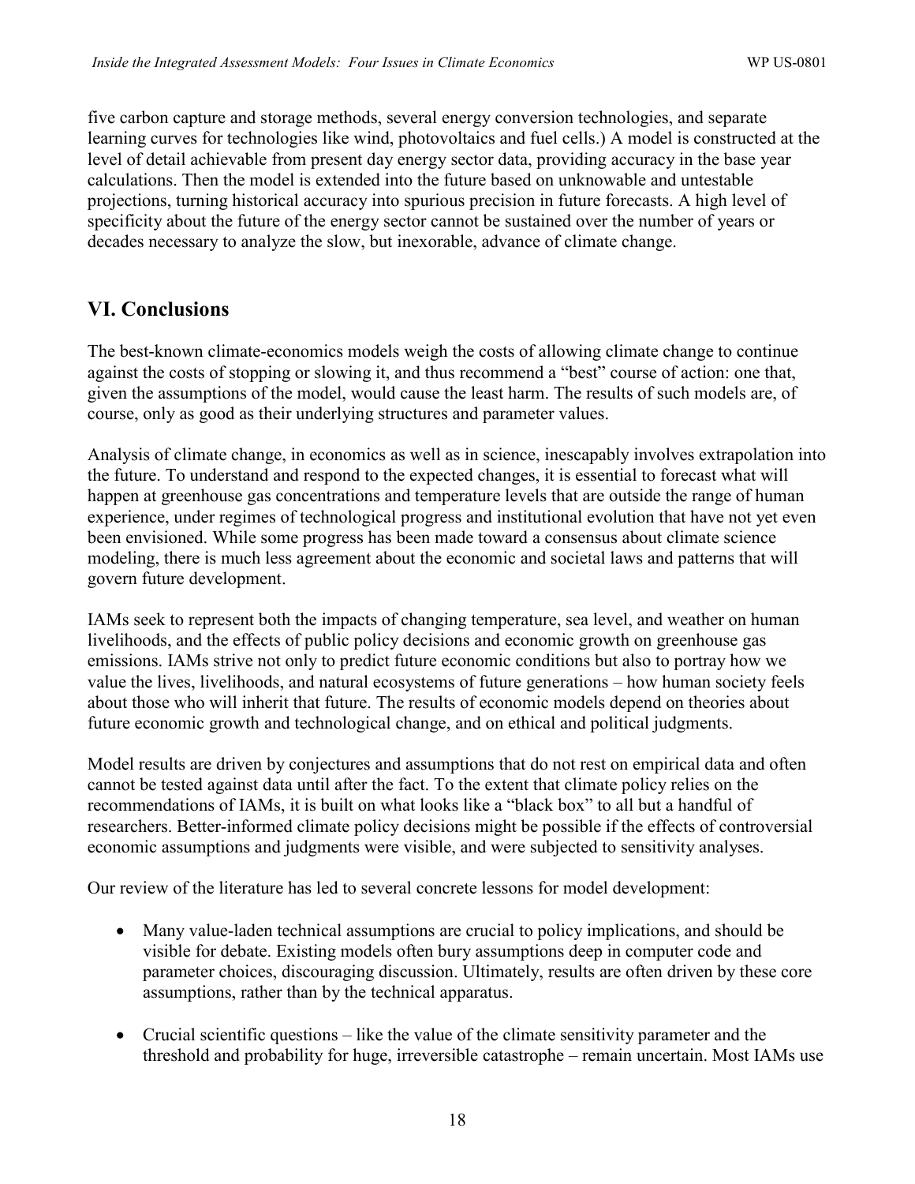five carbon capture and storage methods, several energy conversion technologies, and separate learning curves for technologies like wind, photovoltaics and fuel cells.) A model is constructed at the level of detail achievable from present day energy sector data, providing accuracy in the base year calculations. Then the model is extended into the future based on unknowable and untestable projections, turning historical accuracy into spurious precision in future forecasts. A high level of specificity about the future of the energy sector cannot be sustained over the number of years or decades necessary to analyze the slow, but inexorable, advance of climate change.

## VI. Conclusions

The best-known climate-economics models weigh the costs of allowing climate change to continue against the costs of stopping or slowing it, and thus recommend a "best" course of action: one that, given the assumptions of the model, would cause the least harm. The results of such models are, of course, only as good as their underlying structures and parameter values.

Analysis of climate change, in economics as well as in science, inescapably involves extrapolation into the future. To understand and respond to the expected changes, it is essential to forecast what will happen at greenhouse gas concentrations and temperature levels that are outside the range of human experience, under regimes of technological progress and institutional evolution that have not yet even been envisioned. While some progress has been made toward a consensus about climate science modeling, there is much less agreement about the economic and societal laws and patterns that will govern future development.

IAMs seek to represent both the impacts of changing temperature, sea level, and weather on human livelihoods, and the effects of public policy decisions and economic growth on greenhouse gas emissions. IAMs strive not only to predict future economic conditions but also to portray how we value the lives, livelihoods, and natural ecosystems of future generations – how human society feels about those who will inherit that future. The results of economic models depend on theories about future economic growth and technological change, and on ethical and political judgments.

Model results are driven by conjectures and assumptions that do not rest on empirical data and often cannot be tested against data until after the fact. To the extent that climate policy relies on the recommendations of IAMs, it is built on what looks like a "black box" to all but a handful of researchers. Better-informed climate policy decisions might be possible if the effects of controversial economic assumptions and judgments were visible, and were subjected to sensitivity analyses.

Our review of the literature has led to several concrete lessons for model development:

- Many value-laden technical assumptions are crucial to policy implications, and should be visible for debate. Existing models often bury assumptions deep in computer code and parameter choices, discouraging discussion. Ultimately, results are often driven by these core assumptions, rather than by the technical apparatus.
- Crucial scientific questions – like the value of the climate sensitivity parameter and the threshold and probability for huge, irreversible catastrophe – remain uncertain. Most IAMs use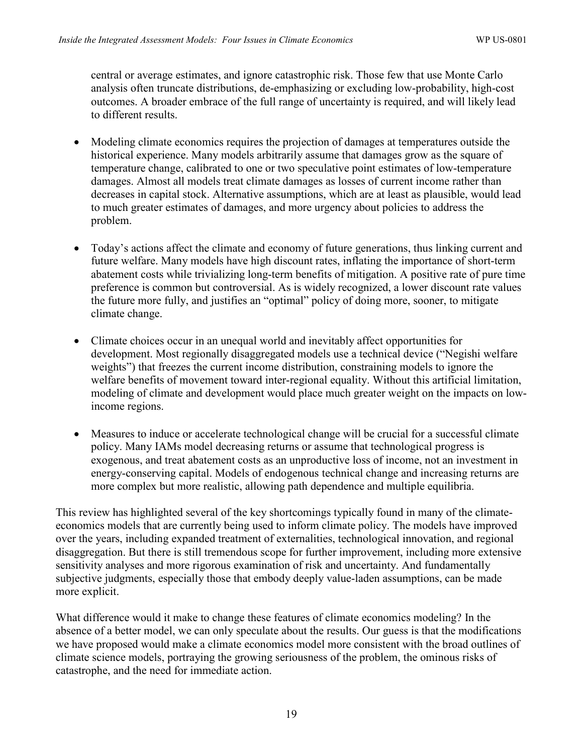central or average estimates, and ignore catastrophic risk. Those few that use Monte Carlo analysis often truncate distributions, de-emphasizing or excluding low-probability, high-cost outcomes. A broader embrace of the full range of uncertainty is required, and will likely lead to different results.

- Modeling climate economics requires the projection of damages at temperatures outside the historical experience. Many models arbitrarily assume that damages grow as the square of temperature change, calibrated to one or two speculative point estimates of low-temperature damages. Almost all models treat climate damages as losses of current income rather than decreases in capital stock. Alternative assumptions, which are at least as plausible, would lead to much greater estimates of damages, and more urgency about policies to address the problem.

- Today's actions affect the climate and economy of future generations, thus linking current and future welfare. Many models have high discount rates, inflating the importance of short-term abatement costs while trivializing long-term benefits of mitigation. A positive rate of pure time preference is common but controversial. As is widely recognized, a lower discount rate values the future more fully, and justifies an "optimal" policy of doing more, sooner, to mitigate climate change.

- Climate choices occur in an unequal world and inevitably affect opportunities for development. Most regionally disaggregated models use a technical device ("Negishi welfare weights") that freezes the current income distribution, constraining models to ignore the welfare benefits of movement toward inter-regional equality. Without this artificial limitation, modeling of climate and development would place much greater weight on the impacts on low-income regions.

- Measures to induce or accelerate technological change will be crucial for a successful climate policy. Many IAMs model decreasing returns or assume that technological progress is exogenous, and treat abatement costs as an unproductive loss of income, not an investment in energy-conserving capital. Models of endogenous technical change and increasing returns are more complex but more realistic, allowing path dependence and multiple equilibria.

This review has highlighted several of the key shortcomings typically found in many of the climate-economics models that are currently being used to inform climate policy. The models have improved over the years, including expanded treatment of externalities, technological innovation, and regional disaggregation. But there is still tremendous scope for further improvement, including more extensive sensitivity analyses and more rigorous examination of risk and uncertainty. And fundamentally subjective judgments, especially those that embody deeply value-laden assumptions, can be made more explicit.

What difference would it make to change these features of climate economics modeling? In the absence of a better model, we can only speculate about the results. Our guess is that the modifications we have proposed would make a climate economics model more consistent with the broad outlines of climate science models, portraying the growing seriousness of the problem, the ominous risks of catastrophe, and the need for immediate action.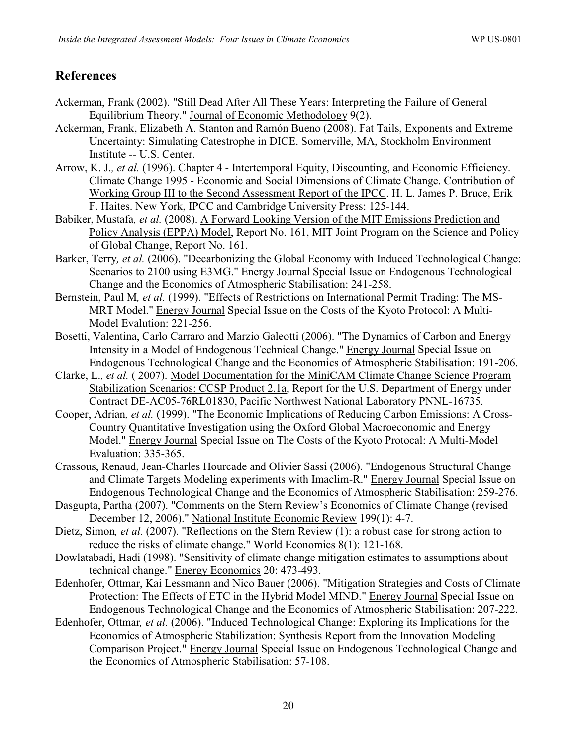## References

Ackerman, Frank (2002). "Still Dead After All These Years: Interpreting the Failure of General Equilibrium Theory." Journal of Economic Methodology 9(2).

Ackerman, Frank, Elizabeth A. Stanton and Ramón Bueno (2008). Fat Tails, Exponents and Extreme Uncertainty: Simulating Catestrophe in DICE. Somerville, MA, Stockholm Environment Institute -- U.S. Center.

Arrow, K. J.*, et al.* (1996). Chapter 4 - Intertemporal Equity, Discounting, and Economic Efficiency. Climate Change 1995 - Economic and Social Dimensions of Climate Change. Contribution of Working Group III to the Second Assessment Report of the IPCC. H. L. James P. Bruce, Erik F. Haites. New York, IPCC and Cambridge University Press: 125-144.

Babiker, Mustafa*, et al.* (2008). A Forward Looking Version of the MIT Emissions Prediction and Policy Analysis (EPPA) Model, Report No. 161, MIT Joint Program on the Science and Policy of Global Change, Report No. 161.

Barker, Terry*, et al.* (2006). "Decarbonizing the Global Economy with Induced Technological Change: Scenarios to 2100 using E3MG." Energy Journal Special Issue on Endogenous Technological Change and the Economics of Atmospheric Stabilisation: 241-258.

Bernstein, Paul M*, et al.* (1999). "Effects of Restrictions on International Permit Trading: The MS-MRT Model." Energy Journal Special Issue on the Costs of the Kyoto Protocol: A Multi-Model Evalution: 221-256.

Bosetti, Valentina, Carlo Carraro and Marzio Galeotti (2006). "The Dynamics of Carbon and Energy Intensity in a Model of Endogenous Technical Change." Energy Journal Special Issue on Endogenous Technological Change and the Economics of Atmospheric Stabilisation: 191-206.

Clarke, L.*, et al.* ( 2007). Model Documentation for the MiniCAM Climate Change Science Program Stabilization Scenarios: CCSP Product 2.1a, Report for the U.S. Department of Energy under Contract DE-AC05-76RL01830, Pacific Northwest National Laboratory PNNL-16735.

Cooper, Adrian*, et al.* (1999). "The Economic Implications of Reducing Carbon Emissions: A Cross-Country Quantitative Investigation using the Oxford Global Macroeconomic and Energy Model." Energy Journal Special Issue on The Costs of the Kyoto Protocal: A Multi-Model Evaluation: 335-365.

Crassous, Renaud, Jean-Charles Hourcade and Olivier Sassi (2006). "Endogenous Structural Change and Climate Targets Modeling experiments with Imaclim-R." Energy Journal Special Issue on Endogenous Technological Change and the Economics of Atmospheric Stabilisation: 259-276.

Dasgupta, Partha (2007). "Comments on the Stern Review's Economics of Climate Change (revised December 12, 2006)." National Institute Economic Review 199(1): 4-7.

Dietz, Simon*, et al.* (2007). "Reflections on the Stern Review (1): a robust case for strong action to reduce the risks of climate change." World Economics 8(1): 121-168.

Dowlatabadi, Hadi (1998). "Sensitivity of climate change mitigation estimates to assumptions about technical change." Energy Economics 20: 473-493.

Edenhofer, Ottmar, Kai Lessmann and Nico Bauer (2006). "Mitigation Strategies and Costs of Climate Protection: The Effects of ETC in the Hybrid Model MIND." Energy Journal Special Issue on Endogenous Technological Change and the Economics of Atmospheric Stabilisation: 207-222.

Edenhofer, Ottmar*, et al.* (2006). "Induced Technological Change: Exploring its Implications for the Economics of Atmospheric Stabilization: Synthesis Report from the Innovation Modeling Comparison Project." Energy Journal Special Issue on Endogenous Technological Change and the Economics of Atmospheric Stabilisation: 57-108.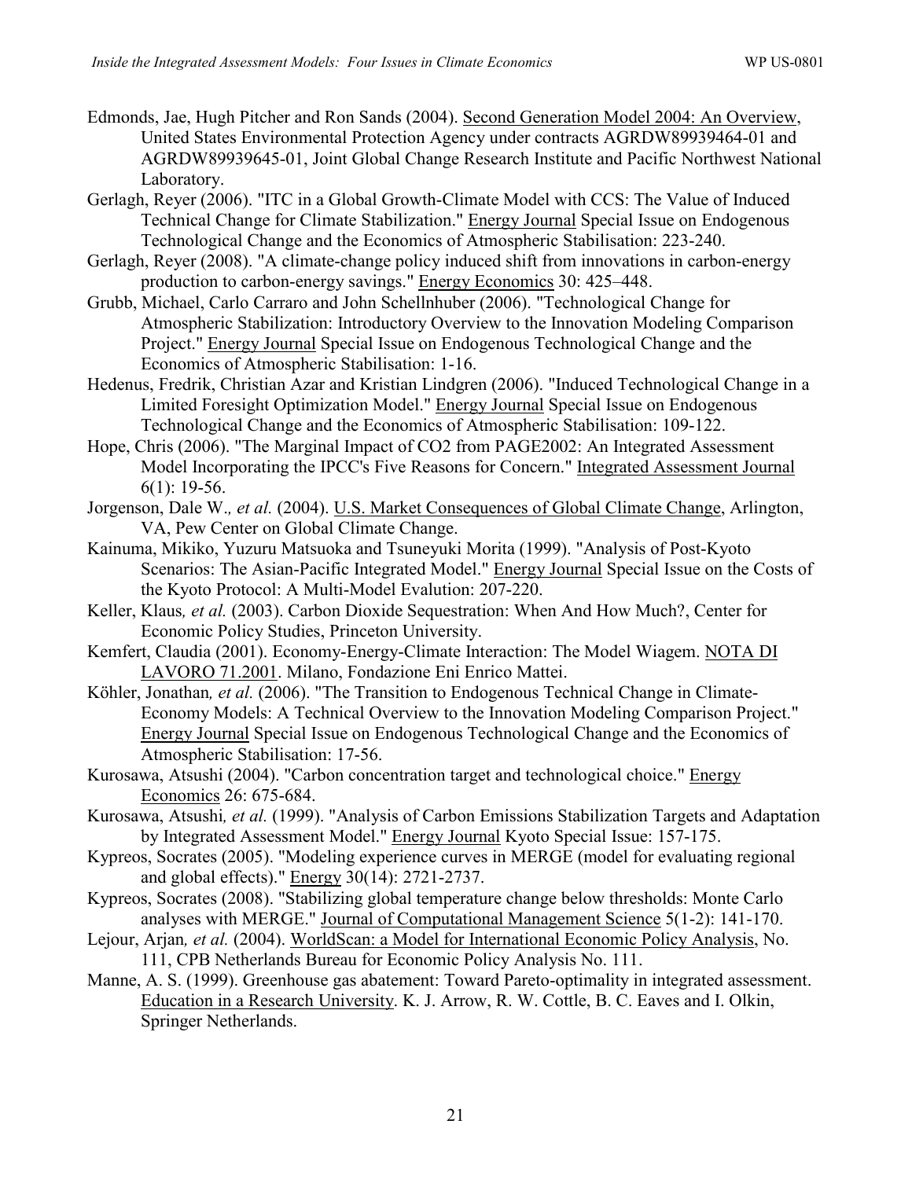Edmonds, Jae, Hugh Pitcher and Ron Sands (2004). Second Generation Model 2004: An Overview, United States Environmental Protection Agency under contracts AGRDW89939464-01 and AGRDW89939645-01, Joint Global Change Research Institute and Pacific Northwest National Laboratory.

Gerlagh, Reyer (2006). "ITC in a Global Growth-Climate Model with CCS: The Value of Induced Technical Change for Climate Stabilization." Energy Journal Special Issue on Endogenous Technological Change and the Economics of Atmospheric Stabilisation: 223-240.

Gerlagh, Reyer (2008). "A climate-change policy induced shift from innovations in carbon-energy production to carbon-energy savings." Energy Economics 30: 425–448.

Grubb, Michael, Carlo Carraro and John Schellnhuber (2006). "Technological Change for Atmospheric Stabilization: Introductory Overview to the Innovation Modeling Comparison Project." Energy Journal Special Issue on Endogenous Technological Change and the Economics of Atmospheric Stabilisation: 1-16.

Hedenus, Fredrik, Christian Azar and Kristian Lindgren (2006). "Induced Technological Change in a Limited Foresight Optimization Model." Energy Journal Special Issue on Endogenous Technological Change and the Economics of Atmospheric Stabilisation: 109-122.

Hope, Chris (2006). "The Marginal Impact of CO2 from PAGE2002: An Integrated Assessment Model Incorporating the IPCC's Five Reasons for Concern." Integrated Assessment Journal 6(1): 19-56.

Jorgenson, Dale W.*, et al.* (2004). U.S. Market Consequences of Global Climate Change, Arlington, VA, Pew Center on Global Climate Change.

Kainuma, Mikiko, Yuzuru Matsuoka and Tsuneyuki Morita (1999). "Analysis of Post-Kyoto Scenarios: The Asian-Pacific Integrated Model." Energy Journal Special Issue on the Costs of the Kyoto Protocol: A Multi-Model Evalution: 207-220.

Keller, Klaus*, et al.* (2003). Carbon Dioxide Sequestration: When And How Much?, Center for Economic Policy Studies, Princeton University.

Kemfert, Claudia (2001). Economy-Energy-Climate Interaction: The Model Wiagem. NOTA DI LAVORO 71.2001. Milano, Fondazione Eni Enrico Mattei.

Köhler, Jonathan*, et al.* (2006). "The Transition to Endogenous Technical Change in Climate-Economy Models: A Technical Overview to the Innovation Modeling Comparison Project." Energy Journal Special Issue on Endogenous Technological Change and the Economics of Atmospheric Stabilisation: 17-56.

Kurosawa, Atsushi (2004). "Carbon concentration target and technological choice." Energy Economics 26: 675-684.

Kurosawa, Atsushi*, et al.* (1999). "Analysis of Carbon Emissions Stabilization Targets and Adaptation by Integrated Assessment Model." Energy Journal Kyoto Special Issue: 157-175.

Kypreos, Socrates (2005). "Modeling experience curves in MERGE (model for evaluating regional and global effects)." Energy 30(14): 2721-2737.

Kypreos, Socrates (2008). "Stabilizing global temperature change below thresholds: Monte Carlo analyses with MERGE." Journal of Computational Management Science 5(1-2): 141-170.

Lejour, Arjan*, et al.* (2004). WorldScan: a Model for International Economic Policy Analysis, No. 111, CPB Netherlands Bureau for Economic Policy Analysis No. 111.

Manne, A. S. (1999). Greenhouse gas abatement: Toward Pareto-optimality in integrated assessment. Education in a Research University. K. J. Arrow, R. W. Cottle, B. C. Eaves and I. Olkin, Springer Netherlands.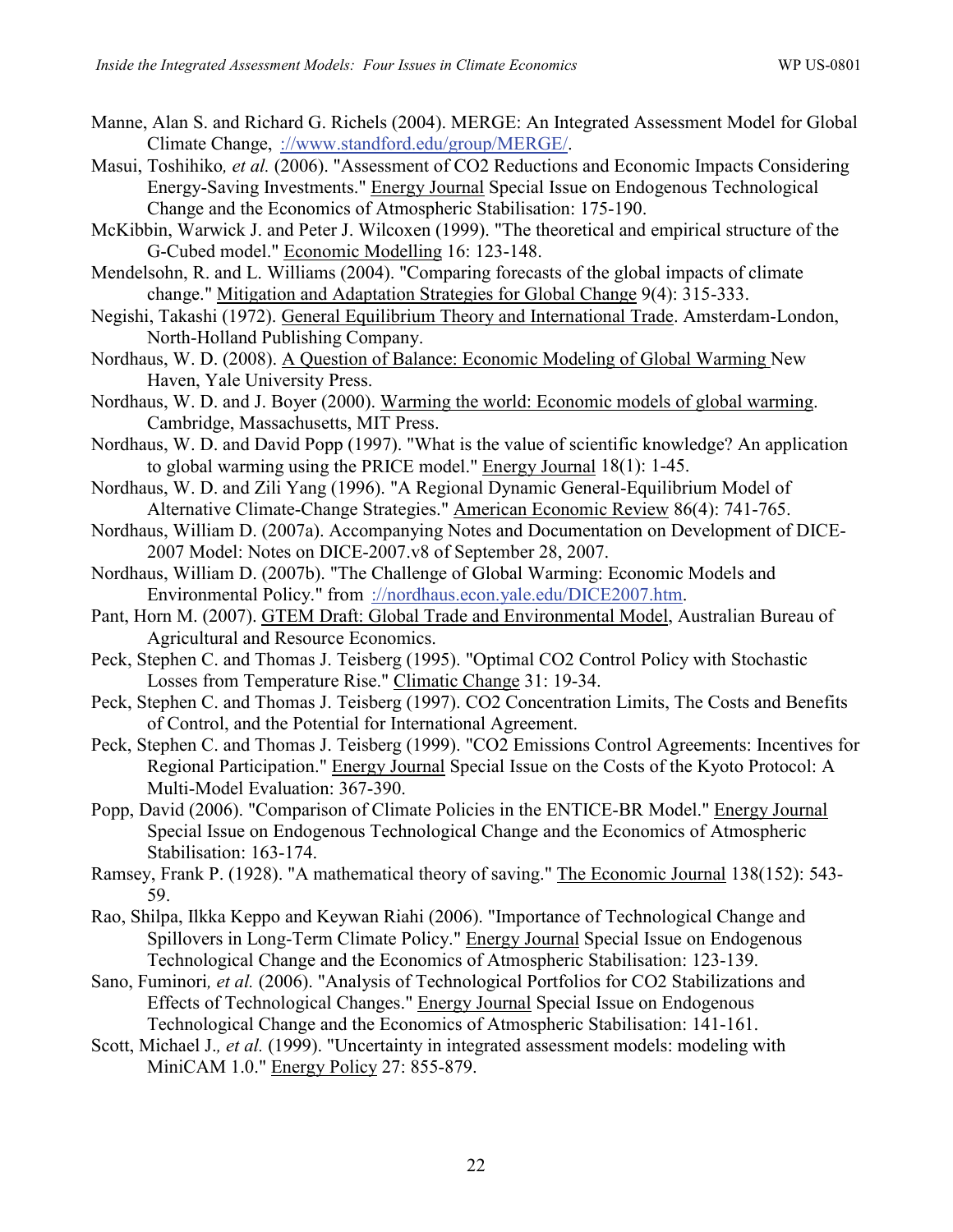Manne, Alan S. and Richard G. Richels (2004). MERGE: An Integrated Assessment Model for Global Climate Change, ://www.standford.edu/group/MERGE/.

Masui, Toshihiko, *et al.* (2006). "Assessment of CO2 Reductions and Economic Impacts Considering Energy-Saving Investments." Energy Journal Special Issue on Endogenous Technological Change and the Economics of Atmospheric Stabilisation: 175-190.

McKibbin, Warwick J. and Peter J. Wilcoxen (1999). "The theoretical and empirical structure of the G-Cubed model." Economic Modelling 16: 123-148.

Mendelsohn, R. and L. Williams (2004). "Comparing forecasts of the global impacts of climate change." Mitigation and Adaptation Strategies for Global Change 9(4): 315-333.

Negishi, Takashi (1972). General Equilibrium Theory and International Trade. Amsterdam-London, North-Holland Publishing Company.

Nordhaus, W. D. (2008). A Question of Balance: Economic Modeling of Global Warming New Haven, Yale University Press.

Nordhaus, W. D. and J. Boyer (2000). Warming the world: Economic models of global warming. Cambridge, Massachusetts, MIT Press.

Nordhaus, W. D. and David Popp (1997). "What is the value of scientific knowledge? An application to global warming using the PRICE model." Energy Journal 18(1): 1-45.

Nordhaus, W. D. and Zili Yang (1996). "A Regional Dynamic General-Equilibrium Model of Alternative Climate-Change Strategies." American Economic Review 86(4): 741-765.

Nordhaus, William D. (2007a). Accompanying Notes and Documentation on Development of DICE-2007 Model: Notes on DICE-2007.v8 of September 28, 2007.

Nordhaus, William D. (2007b). "The Challenge of Global Warming: Economic Models and Environmental Policy." from ://nordhaus.econ.yale.edu/DICE2007.htm.

Pant, Horn M. (2007). GTEM Draft: Global Trade and Environmental Model, Australian Bureau of Agricultural and Resource Economics.

Peck, Stephen C. and Thomas J. Teisberg (1995). "Optimal CO2 Control Policy with Stochastic Losses from Temperature Rise." Climatic Change 31: 19-34.

Peck, Stephen C. and Thomas J. Teisberg (1997). CO2 Concentration Limits, The Costs and Benefits of Control, and the Potential for International Agreement.

Peck, Stephen C. and Thomas J. Teisberg (1999). "CO2 Emissions Control Agreements: Incentives for Regional Participation." Energy Journal Special Issue on the Costs of the Kyoto Protocol: A Multi-Model Evaluation: 367-390.

Popp, David (2006). "Comparison of Climate Policies in the ENTICE-BR Model." Energy Journal Special Issue on Endogenous Technological Change and the Economics of Atmospheric Stabilisation: 163-174.

Ramsey, Frank P. (1928). "A mathematical theory of saving." The Economic Journal 138(152): 543-59.

Rao, Shilpa, Ilkka Keppo and Keywan Riahi (2006). "Importance of Technological Change and Spillovers in Long-Term Climate Policy." Energy Journal Special Issue on Endogenous Technological Change and the Economics of Atmospheric Stabilisation: 123-139.

Sano, Fuminori, *et al.* (2006). "Analysis of Technological Portfolios for CO2 Stabilizations and Effects of Technological Changes." Energy Journal Special Issue on Endogenous Technological Change and the Economics of Atmospheric Stabilisation: 141-161.

Scott, Michael J., *et al.* (1999). "Uncertainty in integrated assessment models: modeling with MiniCAM 1.0." Energy Policy 27: 855-879.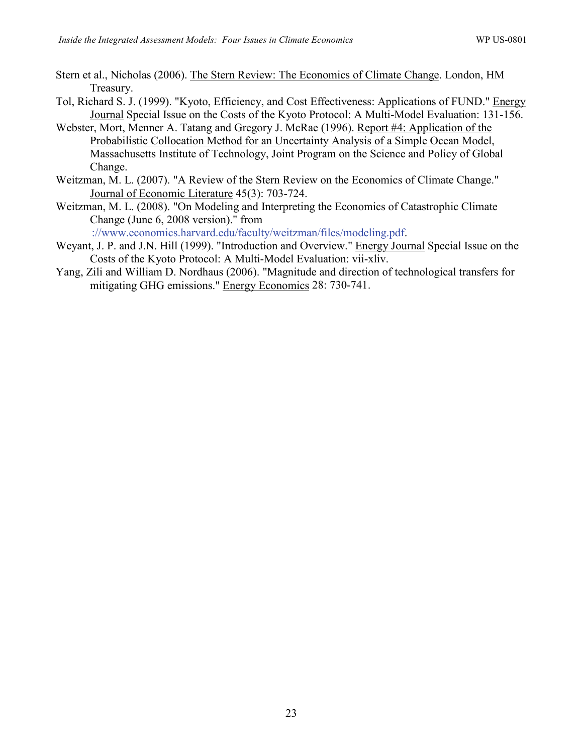Stern et al., Nicholas (2006). The Stern Review: The Economics of Climate Change. London, HM Treasury.

Tol, Richard S. J. (1999). "Kyoto, Efficiency, and Cost Effectiveness: Applications of FUND." Energy Journal Special Issue on the Costs of the Kyoto Protocol: A Multi-Model Evaluation: 131-156.

Webster, Mort, Menner A. Tatang and Gregory J. McRae (1996). Report #4: Application of the Probabilistic Collocation Method for an Uncertainty Analysis of a Simple Ocean Model, Massachusetts Institute of Technology, Joint Program on the Science and Policy of Global Change.

Weitzman, M. L. (2007). "A Review of the Stern Review on the Economics of Climate Change." Journal of Economic Literature 45(3): 703-724.

Weitzman, M. L. (2008). "On Modeling and Interpreting the Economics of Catastrophic Climate Change (June 6, 2008 version)." from ://www.economics.harvard.edu/faculty/weitzman/files/modeling.pdf.

Weyant, J. P. and J.N. Hill (1999). "Introduction and Overview." Energy Journal Special Issue on the Costs of the Kyoto Protocol: A Multi-Model Evaluation: vii-xliv.

Yang, Zili and William D. Nordhaus (2006). "Magnitude and direction of technological transfers for mitigating GHG emissions." Energy Economics 28: 730-741.